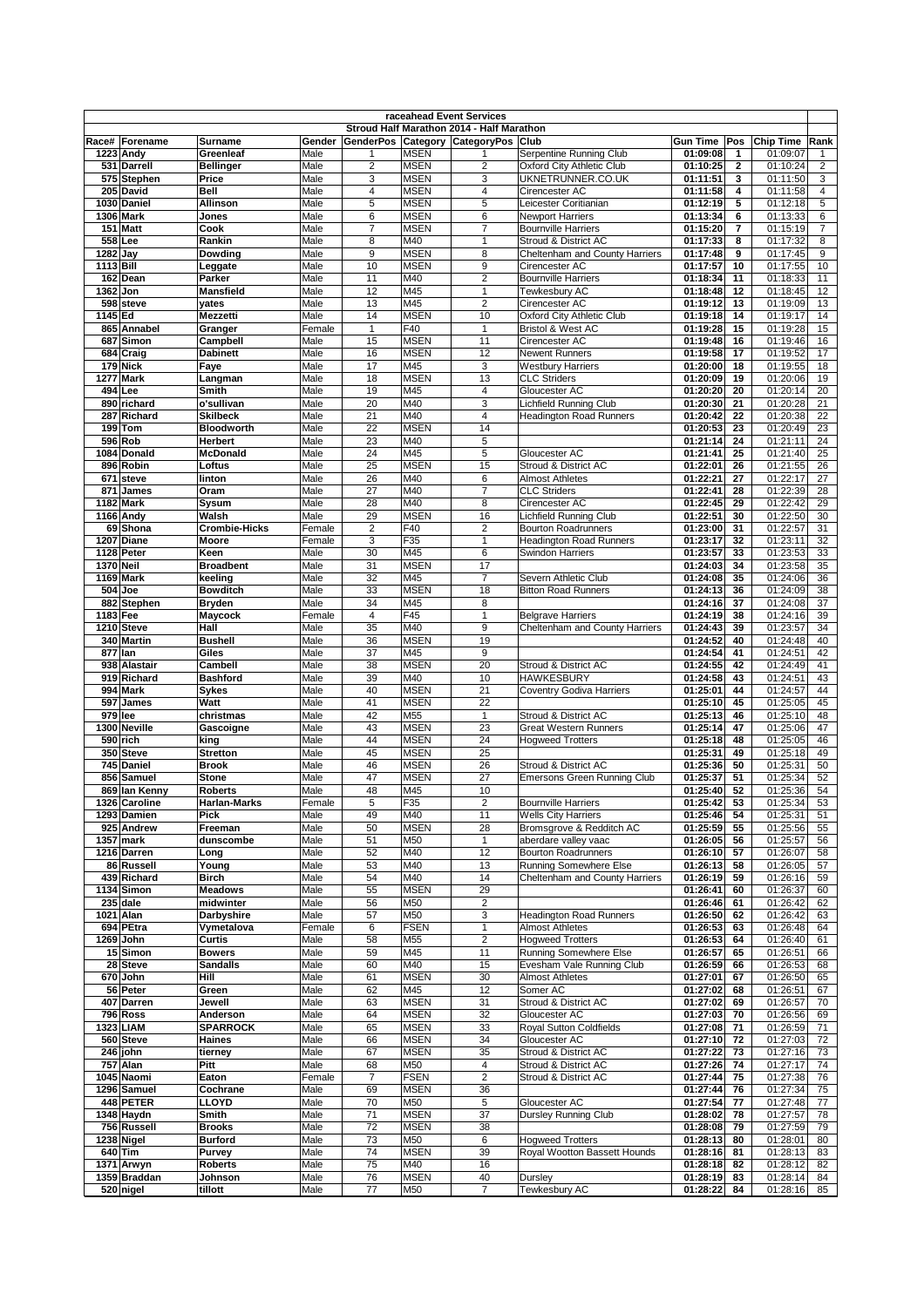# raceahead Event Services

## Stroud Half Marathon 2014 - Half Marathon

| Race# | Forename | Surname | Gender | GenderPos | Category | CategoryPos | Club | Gun Time | Pos | Chip Time | Rank |
|---|---|---|---|---|---|---|---|---|---|---|---|
| 1223 | Andy | Greenleaf | Male | 1 | MSEN | 1 | Serpentine Running Club | 01:09:08 | 1 | 01:09:07 | 1 |
| 531 | Darrell | Bellinger | Male | 2 | MSEN | 2 | Oxford City Athletic Club | 01:10:25 | 2 | 01:10:24 | 2 |
| 575 | Stephen | Price | Male | 3 | MSEN | 3 | UKNETRUNNER.CO.UK | 01:11:51 | 3 | 01:11:50 | 3 |
| 205 | David | Bell | Male | 4 | MSEN | 4 | Cirencester AC | 01:11:58 | 4 | 01:11:58 | 4 |
| 1030 | Daniel | Allinson | Male | 5 | MSEN | 5 | Leicester Coritianian | 01:12:19 | 5 | 01:12:18 | 5 |
| 1306 | Mark | Jones | Male | 6 | MSEN | 6 | Newport Harriers | 01:13:34 | 6 | 01:13:33 | 6 |
| 151 | Matt | Cook | Male | 7 | MSEN | 7 | Bournville Harriers | 01:15:20 | 7 | 01:15:19 | 7 |
| 558 | Lee | Rankin | Male | 8 | M40 | 1 | Stroud & District AC | 01:17:33 | 8 | 01:17:32 | 8 |
| 1282 | Jay | Dowding | Male | 9 | MSEN | 8 | Cheltenham and County Harriers | 01:17:48 | 9 | 01:17:45 | 9 |
| 1113 | Bill | Leggate | Male | 10 | MSEN | 9 | Cirencester AC | 01:17:57 | 10 | 01:17:55 | 10 |
| 162 | Dean | Parker | Male | 11 | M40 | 2 | Bournville Harriers | 01:18:34 | 11 | 01:18:33 | 11 |
| 1362 | Jon | Mansfield | Male | 12 | M45 | 1 | Tewkesbury AC | 01:18:48 | 12 | 01:18:45 | 12 |
| 598 | steve | yates | Male | 13 | M45 | 2 | Cirencester AC | 01:19:12 | 13 | 01:19:09 | 13 |
| 1145 | Ed | Mezzetti | Male | 14 | MSEN | 10 | Oxford City Athletic Club | 01:19:18 | 14 | 01:19:17 | 14 |
| 865 | Annabel | Granger | Female | 1 | F40 | 1 | Bristol & West AC | 01:19:28 | 15 | 01:19:28 | 15 |
| 687 | Simon | Campbell | Male | 15 | MSEN | 11 | Cirencester AC | 01:19:48 | 16 | 01:19:46 | 16 |
| 684 | Craig | Dabinett | Male | 16 | MSEN | 12 | Newent Runners | 01:19:58 | 17 | 01:19:52 | 17 |
| 179 | Nick | Faye | Male | 17 | M45 | 3 | Westbury Harriers | 01:20:00 | 18 | 01:19:55 | 18 |
| 1277 | Mark | Langman | Male | 18 | MSEN | 13 | CLC Striders | 01:20:09 | 19 | 01:20:06 | 19 |
| 494 | Lee | Smith | Male | 19 | M45 | 4 | Gloucester AC | 01:20:20 | 20 | 01:20:14 | 20 |
| 890 | richard | o'sullivan | Male | 20 | M40 | 3 | Lichfield Running Club | 01:20:30 | 21 | 01:20:28 | 21 |
| 287 | Richard | Skilbeck | Male | 21 | M40 | 4 | Headington Road Runners | 01:20:42 | 22 | 01:20:38 | 22 |
| 199 | Tom | Bloodworth | Male | 22 | MSEN | 14 | | 01:20:53 | 23 | 01:20:49 | 23 |
| 596 | Rob | Herbert | Male | 23 | M40 | 5 | | 01:21:14 | 24 | 01:21:11 | 24 |
| 1084 | Donald | McDonald | Male | 24 | M45 | 5 | Gloucester AC | 01:21:41 | 25 | 01:21:40 | 25 |
| 896 | Robin | Loftus | Male | 25 | MSEN | 15 | Stroud & District AC | 01:22:01 | 26 | 01:21:55 | 26 |
| 671 | steve | linton | Male | 26 | M40 | 6 | Almost Athletes | 01:22:21 | 27 | 01:22:17 | 27 |
| 871 | James | Oram | Male | 27 | M40 | 7 | CLC Striders | 01:22:41 | 28 | 01:22:39 | 28 |
| 1182 | Mark | Sysum | Male | 28 | M40 | 8 | Cirencester AC | 01:22:45 | 29 | 01:22:42 | 29 |
| 1166 | Andy | Walsh | Male | 29 | MSEN | 16 | Lichfield Running Club | 01:22:51 | 30 | 01:22:50 | 30 |
| 69 | Shona | Crombie-Hicks | Female | 2 | F40 | 2 | Bourton Roadrunners | 01:23:00 | 31 | 01:22:57 | 31 |
| 1207 | Diane | Moore | Female | 3 | F35 | 1 | Headington Road Runners | 01:23:17 | 32 | 01:23:11 | 32 |
| 1128 | Peter | Keen | Male | 30 | M45 | 6 | Swindon Harriers | 01:23:57 | 33 | 01:23:53 | 33 |
| 1370 | Neil | Broadbent | Male | 31 | MSEN | 17 | | 01:24:03 | 34 | 01:23:58 | 35 |
| 1169 | Mark | keeling | Male | 32 | M45 | 7 | Severn Athletic Club | 01:24:08 | 35 | 01:24:06 | 36 |
| 504 | Joe | Bowditch | Male | 33 | MSEN | 18 | Bitton Road Runners | 01:24:13 | 36 | 01:24:09 | 38 |
| 882 | Stephen | Bryden | Male | 34 | M45 | 8 | | 01:24:16 | 37 | 01:24:08 | 37 |
| 1183 | Fee | Maycock | Female | 4 | F45 | 1 | Belgrave Harriers | 01:24:19 | 38 | 01:24:16 | 39 |
| 1210 | Steve | Hall | Male | 35 | M40 | 9 | Cheltenham and County Harriers | 01:24:43 | 39 | 01:23:57 | 34 |
| 340 | Martin | Bushell | Male | 36 | MSEN | 19 | | 01:24:52 | 40 | 01:24:48 | 40 |
| 877 | Ian | Giles | Male | 37 | M45 | 9 | | 01:24:54 | 41 | 01:24:51 | 42 |
| 938 | Alastair | Cambell | Male | 38 | MSEN | 20 | Stroud & District AC | 01:24:55 | 42 | 01:24:49 | 41 |
| 919 | Richard | Bashford | Male | 39 | M40 | 10 | HAWKESBURY | 01:24:58 | 43 | 01:24:51 | 43 |
| 994 | Mark | Sykes | Male | 40 | MSEN | 21 | Coventry Godiva Harriers | 01:25:01 | 44 | 01:24:57 | 44 |
| 597 | James | Watt | Male | 41 | MSEN | 22 | | 01:25:10 | 45 | 01:25:05 | 45 |
| 979 | lee | christmas | Male | 42 | M55 | 1 | Stroud & District AC | 01:25:13 | 46 | 01:25:10 | 48 |
| 1300 | Neville | Gascoigne | Male | 43 | MSEN | 23 | Great Western Runners | 01:25:14 | 47 | 01:25:06 | 47 |
| 590 | rich | king | Male | 44 | MSEN | 24 | Hogweed Trotters | 01:25:18 | 48 | 01:25:05 | 46 |
| 350 | Steve | Stretton | Male | 45 | MSEN | 25 | | 01:25:31 | 49 | 01:25:18 | 49 |
| 745 | Daniel | Brook | Male | 46 | MSEN | 26 | Stroud & District AC | 01:25:36 | 50 | 01:25:31 | 50 |
| 856 | Samuel | Stone | Male | 47 | MSEN | 27 | Emersons Green Running Club | 01:25:37 | 51 | 01:25:34 | 52 |
| 869 | Ian Kenny | Roberts | Male | 48 | M45 | 10 | | 01:25:40 | 52 | 01:25:36 | 54 |
| 1326 | Caroline | Harlan-Marks | Female | 5 | F35 | 2 | Bournville Harriers | 01:25:42 | 53 | 01:25:34 | 53 |
| 1293 | Damien | Pick | Male | 49 | M40 | 11 | Wells City Harriers | 01:25:46 | 54 | 01:25:31 | 51 |
| 925 | Andrew | Freeman | Male | 50 | MSEN | 28 | Bromsgrove & Redditch AC | 01:25:59 | 55 | 01:25:56 | 55 |
| 1357 | mark | dunscombe | Male | 51 | M50 | 1 | aberdare valley vaac | 01:26:05 | 56 | 01:25:57 | 56 |
| 1216 | Darren | Long | Male | 52 | M40 | 12 | Bourton Roadrunners | 01:26:10 | 57 | 01:26:07 | 58 |
| 86 | Russell | Young | Male | 53 | M40 | 13 | Running Somewhere Else | 01:26:13 | 58 | 01:26:05 | 57 |
| 439 | Richard | Birch | Male | 54 | M40 | 14 | Cheltenham and County Harriers | 01:26:19 | 59 | 01:26:16 | 59 |
| 1134 | Simon | Meadows | Male | 55 | MSEN | 29 | | 01:26:41 | 60 | 01:26:37 | 60 |
| 235 | dale | midwinter | Male | 56 | M50 | 2 | | 01:26:46 | 61 | 01:26:42 | 62 |
| 1021 | Alan | Darbyshire | Male | 57 | M50 | 3 | Headington Road Runners | 01:26:50 | 62 | 01:26:42 | 63 |
| 694 | PEtra | Vymetalova | Female | 6 | FSEN | 1 | Almost Athletes | 01:26:53 | 63 | 01:26:48 | 64 |
| 1269 | John | Curtis | Male | 58 | M55 | 2 | Hogweed Trotters | 01:26:53 | 64 | 01:26:40 | 61 |
| 15 | Simon | Bowers | Male | 59 | M45 | 11 | Running Somewhere Else | 01:26:57 | 65 | 01:26:51 | 66 |
| 28 | Steve | Sandalls | Male | 60 | M40 | 15 | Evesham Vale Running Club | 01:26:59 | 66 | 01:26:53 | 68 |
| 670 | John | Hill | Male | 61 | MSEN | 30 | Almost Athletes | 01:27:01 | 67 | 01:26:50 | 65 |
| 56 | Peter | Green | Male | 62 | M45 | 12 | Somer AC | 01:27:02 | 68 | 01:26:51 | 67 |
| 407 | Darren | Jewell | Male | 63 | MSEN | 31 | Stroud & District AC | 01:27:02 | 69 | 01:26:57 | 70 |
| 796 | Ross | Anderson | Male | 64 | MSEN | 32 | Gloucester AC | 01:27:03 | 70 | 01:26:56 | 69 |
| 1323 | LIAM | SPARROCK | Male | 65 | MSEN | 33 | Royal Sutton Coldfields | 01:27:08 | 71 | 01:26:59 | 71 |
| 560 | Steve | Haines | Male | 66 | MSEN | 34 | Gloucester AC | 01:27:10 | 72 | 01:27:03 | 72 |
| 246 | john | tierney | Male | 67 | MSEN | 35 | Stroud & District AC | 01:27:22 | 73 | 01:27:16 | 73 |
| 757 | Alan | Pitt | Male | 68 | M50 | 4 | Stroud & District AC | 01:27:26 | 74 | 01:27:17 | 74 |
| 1045 | Naomi | Eaton | Female | 7 | FSEN | 2 | Stroud & District AC | 01:27:44 | 75 | 01:27:38 | 76 |
| 1296 | Samuel | Cochrane | Male | 69 | MSEN | 36 | | 01:27:44 | 76 | 01:27:34 | 75 |
| 448 | PETER | LLOYD | Male | 70 | M50 | 5 | Gloucester AC | 01:27:54 | 77 | 01:27:48 | 77 |
| 1348 | Haydn | Smith | Male | 71 | MSEN | 37 | Dursley Running Club | 01:28:02 | 78 | 01:27:57 | 78 |
| 756 | Russell | Brooks | Male | 72 | MSEN | 38 | | 01:28:08 | 79 | 01:27:59 | 79 |
| 1238 | Nigel | Burford | Male | 73 | M50 | 6 | Hogweed Trotters | 01:28:13 | 80 | 01:28:01 | 80 |
| 640 | Tim | Purvey | Male | 74 | MSEN | 39 | Royal Wootton Bassett Hounds | 01:28:16 | 81 | 01:28:13 | 83 |
| 1371 | Arwyn | Roberts | Male | 75 | M40 | 16 | | 01:28:18 | 82 | 01:28:12 | 82 |
| 1359 | Braddan | Johnson | Male | 76 | MSEN | 40 | Dursley | 01:28:19 | 83 | 01:28:14 | 84 |
| 520 | nigel | tillott | Male | 77 | M50 | 7 | Tewkesbury AC | 01:28:22 | 84 | 01:28:16 | 85 |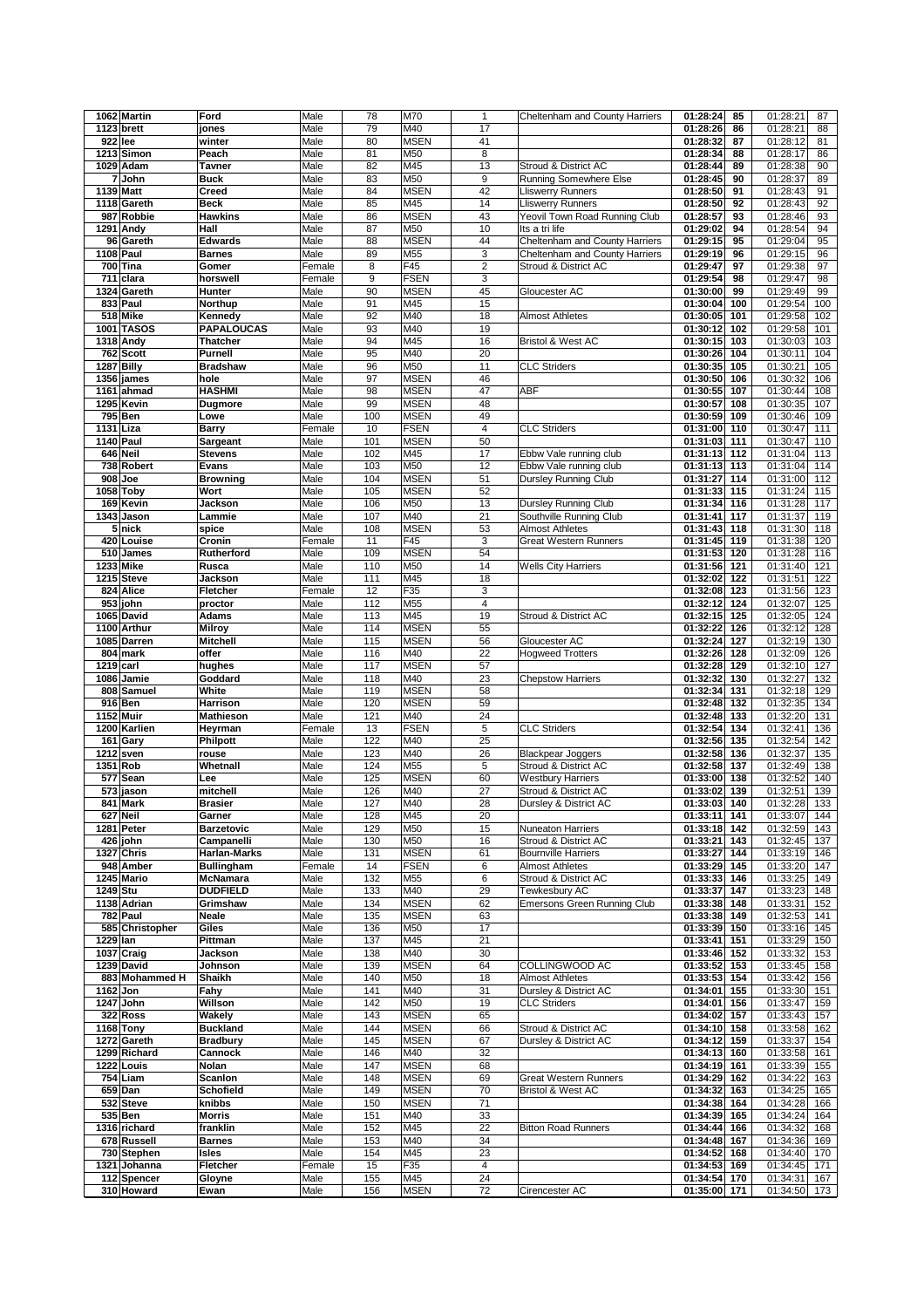| | | | | | | | | | | | |
|---|---|---|---|---|---|---|---|---|---|---|---|
| 1062 | Martin | Ford | Male | 78 | M70 | 1 | Cheltenham and County Harriers | 01:28:24 | 85 | 01:28:21 | 87 |
| 1123 | brett | jones | Male | 79 | M40 | 17 | | 01:28:26 | 86 | 01:28:21 | 88 |
| 922 | lee | winter | Male | 80 | MSEN | 41 | | 01:28:32 | 87 | 01:28:12 | 81 |
| 1213 | Simon | Peach | Male | 81 | M50 | 8 | | 01:28:34 | 88 | 01:28:17 | 86 |
| 1029 | Adam | Tavner | Male | 82 | M45 | 13 | Stroud & District AC | 01:28:44 | 89 | 01:28:38 | 90 |
| 7 | John | Buck | Male | 83 | M50 | 9 | Running Somewhere Else | 01:28:45 | 90 | 01:28:37 | 89 |
| 1139 | Matt | Creed | Male | 84 | MSEN | 42 | Lliswerry Runners | 01:28:50 | 91 | 01:28:43 | 91 |
| 1118 | Gareth | Beck | Male | 85 | M45 | 14 | Lliswerry Runners | 01:28:50 | 92 | 01:28:43 | 92 |
| 987 | Robbie | Hawkins | Male | 86 | MSEN | 43 | Yeovil Town Road Running Club | 01:28:57 | 93 | 01:28:46 | 93 |
| 1291 | Andy | Hall | Male | 87 | M50 | 10 | Its a tri life | 01:29:02 | 94 | 01:28:54 | 94 |
| 96 | Gareth | Edwards | Male | 88 | MSEN | 44 | Cheltenham and County Harriers | 01:29:15 | 95 | 01:29:04 | 95 |
| 1108 | Paul | Barnes | Male | 89 | M55 | 3 | Cheltenham and County Harriers | 01:29:19 | 96 | 01:29:15 | 96 |
| 700 | Tina | Gomer | Female | 8 | F45 | 2 | Stroud & District AC | 01:29:47 | 97 | 01:29:38 | 97 |
| 711 | clara | horswell | Female | 9 | FSEN | 3 | | 01:29:54 | 98 | 01:29:47 | 98 |
| 1324 | Gareth | Hunter | Male | 90 | MSEN | 45 | Gloucester AC | 01:30:00 | 99 | 01:29:49 | 99 |
| 833 | Paul | Northup | Male | 91 | M45 | 15 | | 01:30:04 | 100 | 01:29:54 | 100 |
| 518 | Mike | Kennedy | Male | 92 | M40 | 18 | Almost Athletes | 01:30:05 | 101 | 01:29:58 | 102 |
| 1001 | TASOS | PAPALOUCAS | Male | 93 | M40 | 19 | | 01:30:12 | 102 | 01:29:58 | 101 |
| 1318 | Andy | Thatcher | Male | 94 | M45 | 16 | Bristol & West AC | 01:30:15 | 103 | 01:30:03 | 103 |
| 762 | Scott | Purnell | Male | 95 | M40 | 20 | | 01:30:26 | 104 | 01:30:11 | 104 |
| 1287 | Billy | Bradshaw | Male | 96 | M50 | 11 | CLC Striders | 01:30:35 | 105 | 01:30:21 | 105 |
| 1356 | james | hole | Male | 97 | MSEN | 46 | | 01:30:50 | 106 | 01:30:32 | 106 |
| 1161 | ahmad | HASHMI | Male | 98 | MSEN | 47 | ABF | 01:30:55 | 107 | 01:30:44 | 108 |
| 1295 | Kevin | Dugmore | Male | 99 | MSEN | 48 | | 01:30:57 | 108 | 01:30:35 | 107 |
| 795 | Ben | Lowe | Male | 100 | MSEN | 49 | | 01:30:59 | 109 | 01:30:46 | 109 |
| 1131 | Liza | Barry | Female | 10 | FSEN | 4 | CLC Striders | 01:31:00 | 110 | 01:30:47 | 111 |
| 1140 | Paul | Sargeant | Male | 101 | MSEN | 50 | | 01:31:03 | 111 | 01:30:47 | 110 |
| 646 | Neil | Stevens | Male | 102 | M45 | 17 | Ebbw Vale running club | 01:31:13 | 112 | 01:31:04 | 113 |
| 738 | Robert | Evans | Male | 103 | M50 | 12 | Ebbw Vale running club | 01:31:13 | 113 | 01:31:04 | 114 |
| 908 | Joe | Browning | Male | 104 | MSEN | 51 | Dursley Running Club | 01:31:27 | 114 | 01:31:00 | 112 |
| 1058 | Toby | Wort | Male | 105 | MSEN | 52 | | 01:31:33 | 115 | 01:31:24 | 115 |
| 169 | Kevin | Jackson | Male | 106 | M50 | 13 | Dursley Running Club | 01:31:34 | 116 | 01:31:28 | 117 |
| 1343 | Jason | Lammie | Male | 107 | M40 | 21 | Southville Running Club | 01:31:41 | 117 | 01:31:37 | 119 |
| 5 | nick | spice | Male | 108 | MSEN | 53 | Almost Athletes | 01:31:43 | 118 | 01:31:30 | 118 |
| 420 | Louise | Cronin | Female | 11 | F45 | 3 | Great Western Runners | 01:31:45 | 119 | 01:31:38 | 120 |
| 510 | James | Rutherford | Male | 109 | MSEN | 54 | | 01:31:53 | 120 | 01:31:28 | 116 |
| 1233 | Mike | Rusca | Male | 110 | M50 | 14 | Wells City Harriers | 01:31:56 | 121 | 01:31:40 | 121 |
| 1215 | Steve | Jackson | Male | 111 | M45 | 18 | | 01:32:02 | 122 | 01:31:51 | 122 |
| 824 | Alice | Fletcher | Female | 12 | F35 | 3 | | 01:32:08 | 123 | 01:31:56 | 123 |
| 953 | john | proctor | Male | 112 | M55 | 4 | | 01:32:12 | 124 | 01:32:07 | 125 |
| 1065 | David | Adams | Male | 113 | M45 | 19 | Stroud & District AC | 01:32:15 | 125 | 01:32:05 | 124 |
| 1100 | Arthur | Milroy | Male | 114 | MSEN | 55 | | 01:32:22 | 126 | 01:32:12 | 128 |
| 1085 | Darren | Mitchell | Male | 115 | MSEN | 56 | Gloucester AC | 01:32:24 | 127 | 01:32:19 | 130 |
| 804 | mark | offer | Male | 116 | M40 | 22 | Hogweed Trotters | 01:32:26 | 128 | 01:32:09 | 126 |
| 1219 | carl | hughes | Male | 117 | MSEN | 57 | | 01:32:28 | 129 | 01:32:10 | 127 |
| 1086 | Jamie | Goddard | Male | 118 | M40 | 23 | Chepstow Harriers | 01:32:32 | 130 | 01:32:27 | 132 |
| 808 | Samuel | White | Male | 119 | MSEN | 58 | | 01:32:34 | 131 | 01:32:18 | 129 |
| 916 | Ben | Harrison | Male | 120 | MSEN | 59 | | 01:32:48 | 132 | 01:32:35 | 134 |
| 1152 | Muir | Mathieson | Male | 121 | M40 | 24 | | 01:32:48 | 133 | 01:32:20 | 131 |
| 1200 | Karlien | Heyrman | Female | 13 | FSEN | 5 | CLC Striders | 01:32:54 | 134 | 01:32:41 | 136 |
| 161 | Gary | Philpott | Male | 122 | M40 | 25 | | 01:32:56 | 135 | 01:32:54 | 142 |
| 1212 | sven | rouse | Male | 123 | M40 | 26 | Blackpear Joggers | 01:32:58 | 136 | 01:32:37 | 135 |
| 1351 | Rob | Whetnall | Male | 124 | M55 | 5 | Stroud & District AC | 01:32:58 | 137 | 01:32:49 | 138 |
| 577 | Sean | Lee | Male | 125 | MSEN | 60 | Westbury Harriers | 01:33:00 | 138 | 01:32:52 | 140 |
| 573 | jason | mitchell | Male | 126 | M40 | 27 | Stroud & District AC | 01:33:02 | 139 | 01:32:51 | 139 |
| 841 | Mark | Brasier | Male | 127 | M40 | 28 | Dursley & District AC | 01:33:03 | 140 | 01:32:28 | 133 |
| 627 | Neil | Garner | Male | 128 | M45 | 20 | | 01:33:11 | 141 | 01:33:07 | 144 |
| 1281 | Peter | Barzetovic | Male | 129 | M50 | 15 | Nuneaton Harriers | 01:33:18 | 142 | 01:32:59 | 143 |
| 426 | john | Campanelli | Male | 130 | M50 | 16 | Stroud & District AC | 01:33:21 | 143 | 01:32:45 | 137 |
| 1327 | Chris | Harlan-Marks | Male | 131 | MSEN | 61 | Bournville Harriers | 01:33:27 | 144 | 01:33:19 | 146 |
| 948 | Amber | Bullingham | Female | 14 | FSEN | 6 | Almost Athletes | 01:33:29 | 145 | 01:33:20 | 147 |
| 1245 | Mario | McNamara | Male | 132 | M55 | 6 | Stroud & District AC | 01:33:33 | 146 | 01:33:25 | 149 |
| 1249 | Stu | DUDFIELD | Male | 133 | M40 | 29 | Tewkesbury AC | 01:33:37 | 147 | 01:33:23 | 148 |
| 1138 | Adrian | Grimshaw | Male | 134 | MSEN | 62 | Emersons Green Running Club | 01:33:38 | 148 | 01:33:31 | 152 |
| 782 | Paul | Neale | Male | 135 | MSEN | 63 | | 01:33:38 | 149 | 01:32:53 | 141 |
| 585 | Christopher | Giles | Male | 136 | M50 | 17 | | 01:33:39 | 150 | 01:33:16 | 145 |
| 1229 | Ian | Pittman | Male | 137 | M45 | 21 | | 01:33:41 | 151 | 01:33:29 | 150 |
| 1037 | Craig | Jackson | Male | 138 | M40 | 30 | | 01:33:46 | 152 | 01:33:32 | 153 |
| 1239 | David | Johnson | Male | 139 | MSEN | 64 | COLLINGWOOD AC | 01:33:52 | 153 | 01:33:45 | 158 |
| 883 | Mohammed H | Shaikh | Male | 140 | M50 | 18 | Almost Athletes | 01:33:53 | 154 | 01:33:42 | 156 |
| 1162 | Jon | Fahy | Male | 141 | M40 | 31 | Dursley & District AC | 01:34:01 | 155 | 01:33:30 | 151 |
| 1247 | John | Willson | Male | 142 | M50 | 19 | CLC Striders | 01:34:01 | 156 | 01:33:47 | 159 |
| 322 | Ross | Wakely | Male | 143 | MSEN | 65 | | 01:34:02 | 157 | 01:33:43 | 157 |
| 1168 | Tony | Buckland | Male | 144 | MSEN | 66 | Stroud & District AC | 01:34:10 | 158 | 01:33:58 | 162 |
| 1272 | Gareth | Bradbury | Male | 145 | MSEN | 67 | Dursley & District AC | 01:34:12 | 159 | 01:33:37 | 154 |
| 1299 | Richard | Cannock | Male | 146 | M40 | 32 | | 01:34:13 | 160 | 01:33:58 | 161 |
| 1222 | Louis | Nolan | Male | 147 | MSEN | 68 | | 01:34:19 | 161 | 01:33:39 | 155 |
| 754 | Liam | Scanlon | Male | 148 | MSEN | 69 | Great Western Runners | 01:34:29 | 162 | 01:34:22 | 163 |
| 659 | Dan | Schofield | Male | 149 | MSEN | 70 | Bristol & West AC | 01:34:32 | 163 | 01:34:25 | 165 |
| 532 | Steve | knibbs | Male | 150 | MSEN | 71 | | 01:34:38 | 164 | 01:34:28 | 166 |
| 535 | Ben | Morris | Male | 151 | M40 | 33 | | 01:34:39 | 165 | 01:34:24 | 164 |
| 1316 | richard | franklin | Male | 152 | M45 | 22 | Bitton Road Runners | 01:34:44 | 166 | 01:34:32 | 168 |
| 678 | Russell | Barnes | Male | 153 | M40 | 34 | | 01:34:48 | 167 | 01:34:36 | 169 |
| 730 | Stephen | Isles | Male | 154 | M45 | 23 | | 01:34:52 | 168 | 01:34:40 | 170 |
| 1321 | Johanna | Fletcher | Female | 15 | F35 | 4 | | 01:34:53 | 169 | 01:34:45 | 171 |
| 112 | Spencer | Gloyne | Male | 155 | M45 | 24 | | 01:34:54 | 170 | 01:34:31 | 167 |
| 310 | Howard | Ewan | Male | 156 | MSEN | 72 | Cirencester AC | 01:35:00 | 171 | 01:34:50 | 173 |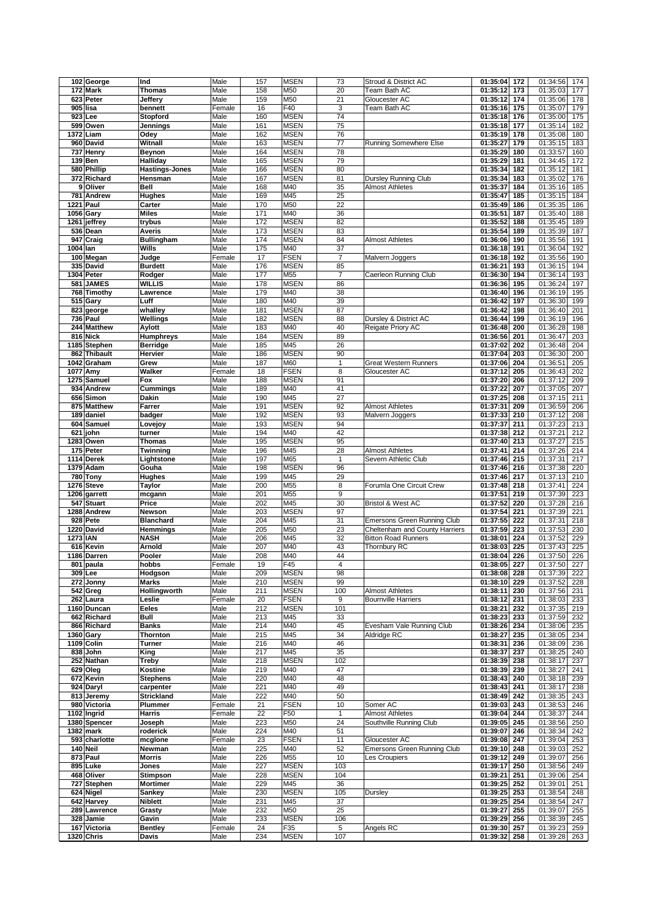| | | | | | | | | | | | |
|---|---|---|---|---|---|---|---|---|---|---|---|
| 102 | George | Ind | Male | 157 | MSEN | 73 | Stroud & District AC | 01:35:04 | 172 | 01:34:56 | 174 |
| 172 | Mark | Thomas | Male | 158 | M50 | 20 | Team Bath AC | 01:35:12 | 173 | 01:35:03 | 177 |
| 623 | Peter | Jeffery | Male | 159 | M50 | 21 | Gloucester AC | 01:35:12 | 174 | 01:35:06 | 178 |
| 905 | lisa | bennett | Female | 16 | F40 | 3 | Team Bath AC | 01:35:16 | 175 | 01:35:07 | 179 |
| 923 | Lee | Stopford | Male | 160 | MSEN | 74 | | 01:35:18 | 176 | 01:35:00 | 175 |
| 599 | Owen | Jennings | Male | 161 | MSEN | 75 | | 01:35:18 | 177 | 01:35:14 | 182 |
| 1372 | Liam | Odey | Male | 162 | MSEN | 76 | | 01:35:19 | 178 | 01:35:08 | 180 |
| 960 | David | Witnall | Male | 163 | MSEN | 77 | Running Somewhere Else | 01:35:27 | 179 | 01:35:15 | 183 |
| 737 | Henry | Beynon | Male | 164 | MSEN | 78 | | 01:35:29 | 180 | 01:33:57 | 160 |
| 139 | Ben | Halliday | Male | 165 | MSEN | 79 | | 01:35:29 | 181 | 01:34:45 | 172 |
| 580 | Phillip | Hastings-Jones | Male | 166 | MSEN | 80 | | 01:35:34 | 182 | 01:35:12 | 181 |
| 372 | Richard | Hensman | Male | 167 | MSEN | 81 | Dursley Running Club | 01:35:34 | 183 | 01:35:02 | 176 |
| 9 | Oliver | Bell | Male | 168 | M40 | 35 | Almost Athletes | 01:35:37 | 184 | 01:35:16 | 185 |
| 781 | Andrew | Hughes | Male | 169 | M45 | 25 | | 01:35:47 | 185 | 01:35:15 | 184 |
| 1221 | Paul | Carter | Male | 170 | M50 | 22 | | 01:35:49 | 186 | 01:35:35 | 186 |
| 1056 | Gary | Miles | Male | 171 | M40 | 36 | | 01:35:51 | 187 | 01:35:40 | 188 |
| 1261 | jeffrey | trybus | Male | 172 | MSEN | 82 | | 01:35:52 | 188 | 01:35:45 | 189 |
| 536 | Dean | Averis | Male | 173 | MSEN | 83 | | 01:35:54 | 189 | 01:35:39 | 187 |
| 947 | Craig | Bullingham | Male | 174 | MSEN | 84 | Almost Athletes | 01:36:06 | 190 | 01:35:56 | 191 |
| 1004 | Ian | Wills | Male | 175 | M40 | 37 | | 01:36:18 | 191 | 01:36:04 | 192 |
| 100 | Megan | Judge | Female | 17 | FSEN | 7 | Malvern Joggers | 01:36:18 | 192 | 01:35:56 | 190 |
| 335 | David | Burdett | Male | 176 | MSEN | 85 | | 01:36:21 | 193 | 01:36:15 | 194 |
| 1304 | Peter | Rodger | Male | 177 | M55 | 7 | Caerleon Running Club | 01:36:30 | 194 | 01:36:14 | 193 |
| 581 | JAMES | WILLIS | Male | 178 | MSEN | 86 | | 01:36:36 | 195 | 01:36:24 | 197 |
| 768 | Timothy | Lawrence | Male | 179 | M40 | 38 | | 01:36:40 | 196 | 01:36:19 | 195 |
| 515 | Gary | Luff | Male | 180 | M40 | 39 | | 01:36:42 | 197 | 01:36:30 | 199 |
| 823 | george | whalley | Male | 181 | MSEN | 87 | | 01:36:42 | 198 | 01:36:40 | 201 |
| 736 | Paul | Wellings | Male | 182 | MSEN | 88 | Dursley & District AC | 01:36:44 | 199 | 01:36:19 | 196 |
| 244 | Matthew | Aylott | Male | 183 | M40 | 40 | Reigate Priory AC | 01:36:48 | 200 | 01:36:28 | 198 |
| 816 | Nick | Humphreys | Male | 184 | MSEN | 89 | | 01:36:56 | 201 | 01:36:47 | 203 |
| 1185 | Stephen | Berridge | Male | 185 | M45 | 26 | | 01:37:02 | 202 | 01:36:48 | 204 |
| 862 | Thibault | Hervier | Male | 186 | MSEN | 90 | | 01:37:04 | 203 | 01:36:30 | 200 |
| 1042 | Graham | Grew | Male | 187 | M60 | 1 | Great Western Runners | 01:37:06 | 204 | 01:36:51 | 205 |
| 1077 | Amy | Walker | Female | 18 | FSEN | 8 | Gloucester AC | 01:37:12 | 205 | 01:36:43 | 202 |
| 1275 | Samuel | Fox | Male | 188 | MSEN | 91 | | 01:37:20 | 206 | 01:37:12 | 209 |
| 934 | Andrew | Cummings | Male | 189 | M40 | 41 | | 01:37:22 | 207 | 01:37:05 | 207 |
| 656 | Simon | Dakin | Male | 190 | M45 | 27 | | 01:37:25 | 208 | 01:37:15 | 211 |
| 875 | Matthew | Farrer | Male | 191 | MSEN | 92 | Almost Athletes | 01:37:31 | 209 | 01:36:59 | 206 |
| 189 | daniel | badger | Male | 192 | MSEN | 93 | Malvern Joggers | 01:37:33 | 210 | 01:37:12 | 208 |
| 604 | Samuel | Lovejoy | Male | 193 | MSEN | 94 | | 01:37:37 | 211 | 01:37:23 | 213 |
| 621 | john | turner | Male | 194 | M40 | 42 | | 01:37:38 | 212 | 01:37:21 | 212 |
| 1283 | Owen | Thomas | Male | 195 | MSEN | 95 | | 01:37:40 | 213 | 01:37:27 | 215 |
| 175 | Peter | Twinning | Male | 196 | M45 | 28 | Almost Athletes | 01:37:41 | 214 | 01:37:26 | 214 |
| 1114 | Derek | Lightstone | Male | 197 | M65 | 1 | Severn Athletic Club | 01:37:46 | 215 | 01:37:31 | 217 |
| 1379 | Adam | Gouha | Male | 198 | MSEN | 96 | | 01:37:46 | 216 | 01:37:38 | 220 |
| 780 | Tony | Hughes | Male | 199 | M45 | 29 | | 01:37:46 | 217 | 01:37:13 | 210 |
| 1276 | Steve | Taylor | Male | 200 | M55 | 8 | Forumla One Circuit Crew | 01:37:48 | 218 | 01:37:41 | 224 |
| 1206 | garrett | mcgann | Male | 201 | M55 | 9 | | 01:37:51 | 219 | 01:37:39 | 223 |
| 547 | Stuart | Price | Male | 202 | M45 | 30 | Bristol & West AC | 01:37:52 | 220 | 01:37:28 | 216 |
| 1288 | Andrew | Newson | Male | 203 | MSEN | 97 | | 01:37:54 | 221 | 01:37:39 | 221 |
| 928 | Pete | Blanchard | Male | 204 | M45 | 31 | Emersons Green Running Club | 01:37:55 | 222 | 01:37:31 | 218 |
| 1220 | David | Hemmings | Male | 205 | M50 | 23 | Cheltenham and County Harriers | 01:37:59 | 223 | 01:37:53 | 230 |
| 1273 | IAN | NASH | Male | 206 | M45 | 32 | Bitton Road Runners | 01:38:01 | 224 | 01:37:52 | 229 |
| 616 | Kevin | Arnold | Male | 207 | M40 | 43 | Thornbury RC | 01:38:03 | 225 | 01:37:43 | 225 |
| 1186 | Darren | Pooler | Male | 208 | M40 | 44 | | 01:38:04 | 226 | 01:37:50 | 226 |
| 801 | paula | hobbs | Female | 19 | F45 | 4 | | 01:38:05 | 227 | 01:37:50 | 227 |
| 309 | Lee | Hodgson | Male | 209 | MSEN | 98 | | 01:38:08 | 228 | 01:37:39 | 222 |
| 272 | Jonny | Marks | Male | 210 | MSEN | 99 | | 01:38:10 | 229 | 01:37:52 | 228 |
| 542 | Greg | Hollingworth | Male | 211 | MSEN | 100 | Almost Athletes | 01:38:11 | 230 | 01:37:56 | 231 |
| 262 | Laura | Leslie | Female | 20 | FSEN | 9 | Bournville Harriers | 01:38:12 | 231 | 01:38:03 | 233 |
| 1160 | Duncan | Eeles | Male | 212 | MSEN | 101 | | 01:38:21 | 232 | 01:37:35 | 219 |
| 662 | Richard | Bull | Male | 213 | M45 | 33 | | 01:38:23 | 233 | 01:37:59 | 232 |
| 866 | Richard | Banks | Male | 214 | M40 | 45 | Evesham Vale Running Club | 01:38:26 | 234 | 01:38:06 | 235 |
| 1360 | Gary | Thornton | Male | 215 | M45 | 34 | Aldridge RC | 01:38:27 | 235 | 01:38:05 | 234 |
| 1109 | Colin | Turner | Male | 216 | M40 | 46 | | 01:38:31 | 236 | 01:38:09 | 236 |
| 838 | John | King | Male | 217 | M45 | 35 | | 01:38:37 | 237 | 01:38:25 | 240 |
| 252 | Nathan | Treby | Male | 218 | MSEN | 102 | | 01:38:39 | 238 | 01:38:17 | 237 |
| 629 | Oleg | Kostine | Male | 219 | M40 | 47 | | 01:38:39 | 239 | 01:38:27 | 241 |
| 672 | Kevin | Stephens | Male | 220 | M40 | 48 | | 01:38:43 | 240 | 01:38:18 | 239 |
| 924 | Daryl | carpenter | Male | 221 | M40 | 49 | | 01:38:43 | 241 | 01:38:17 | 238 |
| 813 | Jeremy | Strickland | Male | 222 | M40 | 50 | | 01:38:49 | 242 | 01:38:35 | 243 |
| 980 | Victoria | Plummer | Female | 21 | FSEN | 10 | Somer AC | 01:39:03 | 243 | 01:38:53 | 246 |
| 1102 | Ingrid | Harris | Female | 22 | F50 | 1 | Almost Athletes | 01:39:04 | 244 | 01:38:37 | 244 |
| 1380 | Spencer | Joseph | Male | 223 | M50 | 24 | Southville Running Club | 01:39:05 | 245 | 01:38:56 | 250 |
| 1382 | mark | roderick | Male | 224 | M40 | 51 | | 01:39:07 | 246 | 01:38:34 | 242 |
| 593 | charlotte | mcglone | Female | 23 | FSEN | 11 | Gloucester AC | 01:39:08 | 247 | 01:39:04 | 253 |
| 140 | Neil | Newman | Male | 225 | M40 | 52 | Emersons Green Running Club | 01:39:10 | 248 | 01:39:03 | 252 |
| 873 | Paul | Morris | Male | 226 | M55 | 10 | Les Croupiers | 01:39:12 | 249 | 01:39:07 | 256 |
| 895 | Luke | Jones | Male | 227 | MSEN | 103 | | 01:39:17 | 250 | 01:38:56 | 249 |
| 468 | Oliver | Stimpson | Male | 228 | MSEN | 104 | | 01:39:21 | 251 | 01:39:06 | 254 |
| 727 | Stephen | Mortimer | Male | 229 | M45 | 36 | | 01:39:25 | 252 | 01:39:01 | 251 |
| 624 | Nigel | Sankey | Male | 230 | MSEN | 105 | Dursley | 01:39:25 | 253 | 01:38:54 | 248 |
| 642 | Harvey | Niblett | Male | 231 | M45 | 37 | | 01:39:25 | 254 | 01:38:54 | 247 |
| 289 | Lawrence | Grasty | Male | 232 | M50 | 25 | | 01:39:27 | 255 | 01:39:07 | 255 |
| 328 | Jamie | Gavin | Male | 233 | MSEN | 106 | | 01:39:29 | 256 | 01:38:39 | 245 |
| 167 | Victoria | Bentley | Female | 24 | F35 | 5 | Angels RC | 01:39:30 | 257 | 01:39:23 | 259 |
| 1320 | Chris | Davis | Male | 234 | MSEN | 107 | | 01:39:32 | 258 | 01:39:28 | 263 |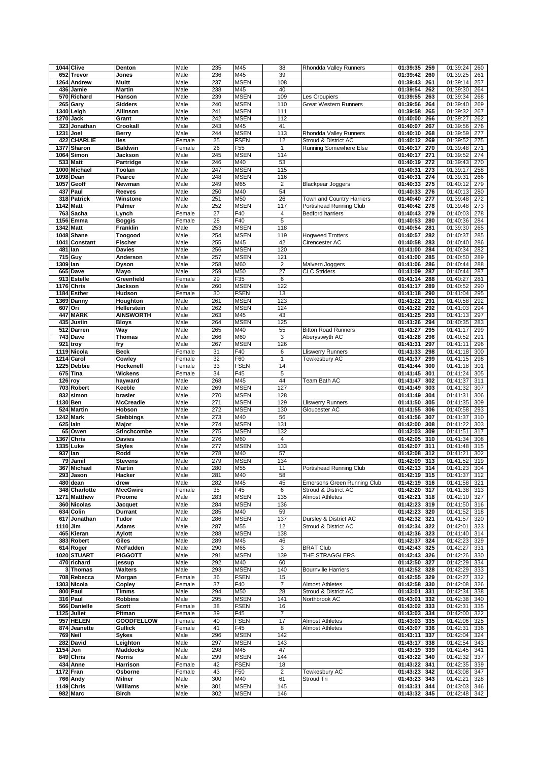| | | | | | | | | | | | |
|---|---|---|---|---|---|---|---|---|---|---|---|
| 1044 | Clive | Denton | Male | 235 | M45 | 38 | Rhondda Valley Runners | 01:39:35 | 259 | 01:39:24 | 260 |
| 652 | Trevor | Jones | Male | 236 | M45 | 39 | | 01:39:42 | 260 | 01:39:25 | 261 |
| 1264 | Andrew | Muitt | Male | 237 | MSEN | 108 | | 01:39:43 | 261 | 01:39:14 | 257 |
| 436 | Jamie | Martin | Male | 238 | M45 | 40 | | 01:39:54 | 262 | 01:39:30 | 264 |
| 570 | Richard | Hanson | Male | 239 | MSEN | 109 | Les Croupiers | 01:39:55 | 263 | 01:39:34 | 268 |
| 265 | Gary | Sidders | Male | 240 | MSEN | 110 | Great Western Runners | 01:39:56 | 264 | 01:39:40 | 269 |
| 1340 | Leigh | Allinson | Male | 241 | MSEN | 111 | | 01:39:58 | 265 | 01:39:32 | 267 |
| 1270 | Jack | Grant | Male | 242 | MSEN | 112 | | 01:40:00 | 266 | 01:39:27 | 262 |
| 323 | Jonathan | Crookall | Male | 243 | M45 | 41 | | 01:40:07 | 267 | 01:39:56 | 276 |
| 1231 | Joel | Berry | Male | 244 | MSEN | 113 | Rhondda Valley Runners | 01:40:10 | 268 | 01:39:59 | 277 |
| 422 | CHARLIE | Iles | Female | 25 | FSEN | 12 | Stroud & District AC | 01:40:12 | 269 | 01:39:52 | 275 |
| 1377 | Sharon | Baldwin | Female | 26 | F55 | 1 | Running Somewhere Else | 01:40:17 | 270 | 01:39:48 | 271 |
| 1064 | Simon | Jackson | Male | 245 | MSEN | 114 | | 01:40:17 | 271 | 01:39:52 | 274 |
| 533 | Matt | Partridge | Male | 246 | M40 | 53 | | 01:40:19 | 272 | 01:39:43 | 270 |
| 1000 | Michael | Toolan | Male | 247 | MSEN | 115 | | 01:40:31 | 273 | 01:39:17 | 258 |
| 1098 | Dean | Pearce | Male | 248 | MSEN | 116 | | 01:40:31 | 274 | 01:39:31 | 266 |
| 1057 | Geoff | Newman | Male | 249 | M65 | 2 | Blackpear Joggers | 01:40:33 | 275 | 01:40:12 | 279 |
| 437 | Paul | Reeves | Male | 250 | M40 | 54 | | 01:40:33 | 276 | 01:40:13 | 280 |
| 318 | Patrick | Winstone | Male | 251 | M50 | 26 | Town and Country Harriers | 01:40:40 | 277 | 01:39:48 | 272 |
| 1142 | Matt | Palmer | Male | 252 | MSEN | 117 | Portishead Running Club | 01:40:42 | 278 | 01:39:48 | 273 |
| 763 | Sacha | Lynch | Female | 27 | F40 | 4 | Bedford harriers | 01:40:43 | 279 | 01:40:03 | 278 |
| 1156 | Emma | Boggis | Female | 28 | F40 | 5 | | 01:40:53 | 280 | 01:40:36 | 284 |
| 1342 | Matt | Franklin | Male | 253 | MSEN | 118 | | 01:40:54 | 281 | 01:39:30 | 265 |
| 1048 | Shane | Toogood | Male | 254 | MSEN | 119 | Hogweed Trotters | 01:40:57 | 282 | 01:40:37 | 285 |
| 1041 | Constant | Fischer | Male | 255 | M45 | 42 | Cirencester AC | 01:40:58 | 283 | 01:40:40 | 286 |
| 481 | Ian | Davies | Male | 256 | MSEN | 120 | | 01:41:00 | 284 | 01:40:34 | 282 |
| 715 | Guy | Anderson | Male | 257 | MSEN | 121 | | 01:41:00 | 285 | 01:40:50 | 289 |
| 1309 | Ian | Dyson | Male | 258 | M60 | 2 | Malvern Joggers | 01:41:06 | 286 | 01:40:44 | 288 |
| 665 | Dave | Mayo | Male | 259 | M50 | 27 | CLC Striders | 01:41:09 | 287 | 01:40:44 | 287 |
| 913 | Estelle | Greenfield | Female | 29 | F35 | 6 | | 01:41:14 | 288 | 01:40:27 | 281 |
| 1176 | Chris | Jackson | Male | 260 | MSEN | 122 | | 01:41:17 | 289 | 01:40:52 | 290 |
| 1184 | Esther | Hudson | Female | 30 | FSEN | 13 | | 01:41:18 | 290 | 01:41:04 | 295 |
| 1369 | Danny | Houghton | Male | 261 | MSEN | 123 | | 01:41:22 | 291 | 01:40:58 | 292 |
| 607 | Ori | Hellerstein | Male | 262 | MSEN | 124 | | 01:41:22 | 292 | 01:41:03 | 294 |
| 447 | MARK | AINSWORTH | Male | 263 | M45 | 43 | | 01:41:25 | 293 | 01:41:13 | 297 |
| 435 | Justin | Bloys | Male | 264 | MSEN | 125 | | 01:41:26 | 294 | 01:40:35 | 283 |
| 512 | Darren | Way | Male | 265 | M40 | 55 | Bitton Road Runners | 01:41:27 | 295 | 01:41:17 | 299 |
| 743 | Dave | Thomas | Male | 266 | M60 | 3 | Aberystwyth AC | 01:41:28 | 296 | 01:40:52 | 291 |
| 921 | troy | fry | Male | 267 | MSEN | 126 | | 01:41:31 | 297 | 01:41:11 | 296 |
| 1119 | Nicola | Beck | Female | 31 | F40 | 6 | Lliswerry Runners | 01:41:33 | 298 | 01:41:18 | 300 |
| 1214 | Carol | Cowley | Female | 32 | F60 | 1 | Tewkesbury AC | 01:41:37 | 299 | 01:41:15 | 298 |
| 1225 | Debbie | Hockenell | Female | 33 | FSEN | 14 | | 01:41:44 | 300 | 01:41:18 | 301 |
| 675 | Tina | Wickens | Female | 34 | F45 | 5 | | 01:41:45 | 301 | 01:41:24 | 305 |
| 126 | roy | hayward | Male | 268 | M45 | 44 | Team Bath AC | 01:41:47 | 302 | 01:41:37 | 311 |
| 703 | Robert | Keeble | Male | 269 | MSEN | 127 | | 01:41:49 | 303 | 01:41:32 | 307 |
| 832 | simon | brasier | Male | 270 | MSEN | 128 | | 01:41:49 | 304 | 01:41:31 | 306 |
| 1130 | Ben | McCreadie | Male | 271 | MSEN | 129 | Lliswerry Runners | 01:41:50 | 305 | 01:41:35 | 309 |
| 524 | Martin | Hobson | Male | 272 | MSEN | 130 | Gloucester AC | 01:41:55 | 306 | 01:40:58 | 293 |
| 1242 | Mark | Stebbings | Male | 273 | M40 | 56 | | 01:41:56 | 307 | 01:41:37 | 310 |
| 625 | Iain | Major | Male | 274 | MSEN | 131 | | 01:42:00 | 308 | 01:41:22 | 303 |
| 65 | Owen | Stinchcombe | Male | 275 | MSEN | 132 | | 01:42:03 | 309 | 01:41:51 | 317 |
| 1367 | Chris | Davies | Male | 276 | M60 | 4 | | 01:42:05 | 310 | 01:41:34 | 308 |
| 1335 | Luke | Styles | Male | 277 | MSEN | 133 | | 01:42:07 | 311 | 01:41:48 | 315 |
| 937 | Ian | Rodd | Male | 278 | M40 | 57 | | 01:42:08 | 312 | 01:41:21 | 302 |
| 79 | Jamil | Stevens | Male | 279 | MSEN | 134 | | 01:42:09 | 313 | 01:41:52 | 319 |
| 367 | Michael | Martin | Male | 280 | M55 | 11 | Portishead Running Club | 01:42:13 | 314 | 01:41:23 | 304 |
| 293 | Jason | Hacker | Male | 281 | M40 | 58 | | 01:42:19 | 315 | 01:41:37 | 312 |
| 480 | dean | drew | Male | 282 | M45 | 45 | Emersons Green Running Club | 01:42:19 | 316 | 01:41:58 | 321 |
| 348 | Charlotte | MccGwire | Female | 35 | F45 | 6 | Stroud & District AC | 01:42:20 | 317 | 01:41:38 | 313 |
| 1271 | Matthew | Proome | Male | 283 | MSEN | 135 | Almost Athletes | 01:42:21 | 318 | 01:42:10 | 327 |
| 360 | Nicolas | Jacquet | Male | 284 | MSEN | 136 | | 01:42:23 | 319 | 01:41:50 | 316 |
| 634 | Colin | Durrant | Male | 285 | M40 | 59 | | 01:42:23 | 320 | 01:41:52 | 318 |
| 617 | Jonathan | Tudor | Male | 286 | MSEN | 137 | Dursley & District AC | 01:42:32 | 321 | 01:41:57 | 320 |
| 1110 | Jim | Adams | Male | 287 | M55 | 12 | Stroud & District AC | 01:42:34 | 322 | 01:42:01 | 323 |
| 465 | Kieran | Aylott | Male | 288 | MSEN | 138 | | 01:42:36 | 323 | 01:41:40 | 314 |
| 383 | Robert | Giles | Male | 289 | M45 | 46 | | 01:42:37 | 324 | 01:42:23 | 329 |
| 614 | Roger | McFadden | Male | 290 | M65 | 3 | BRAT Club | 01:42:43 | 325 | 01:42:27 | 331 |
| 1020 | STUART | PIGGOTT | Male | 291 | MSEN | 139 | THE STRAGGLERS | 01:42:43 | 326 | 01:42:26 | 330 |
| 470 | richard | jessup | Male | 292 | M40 | 60 | | 01:42:50 | 327 | 01:42:29 | 334 |
| 3 | Thomas | Walters | Male | 293 | MSEN | 140 | Bournville Harriers | 01:42:52 | 328 | 01:42:29 | 333 |
| 708 | Rebecca | Morgan | Female | 36 | FSEN | 15 | | 01:42:55 | 329 | 01:42:27 | 332 |
| 1303 | Nicola | Copley | Female | 37 | F40 | 7 | Almost Athletes | 01:42:58 | 330 | 01:42:08 | 326 |
| 800 | Paul | Timms | Male | 294 | M50 | 28 | Stroud & District AC | 01:43:01 | 331 | 01:42:34 | 338 |
| 316 | Paul | Robbins | Male | 295 | MSEN | 141 | Northbrook AC | 01:43:01 | 332 | 01:42:38 | 340 |
| 566 | Danielle | Scott | Female | 38 | FSEN | 16 | | 01:43:02 | 333 | 01:42:31 | 335 |
| 1125 | Juliet | Pitman | Female | 39 | F45 | 7 | | 01:43:03 | 334 | 01:42:00 | 322 |
| 957 | HELEN | GOODFELLOW | Female | 40 | FSEN | 17 | Almost Athletes | 01:43:03 | 335 | 01:42:06 | 325 |
| 874 | Jeanette | Gullick | Female | 41 | F45 | 8 | Almost Athletes | 01:43:07 | 336 | 01:42:31 | 336 |
| 769 | Neil | Sykes | Male | 296 | MSEN | 142 | | 01:43:11 | 337 | 01:42:04 | 324 |
| 282 | David | Leighton | Male | 297 | MSEN | 143 | | 01:43:17 | 338 | 01:42:54 | 343 |
| 1154 | Jon | Maddocks | Male | 298 | M45 | 47 | | 01:43:19 | 339 | 01:42:45 | 341 |
| 849 | Chris | Norris | Male | 299 | MSEN | 144 | | 01:43:22 | 340 | 01:42:32 | 337 |
| 434 | Anne | Harrison | Female | 42 | FSEN | 18 | | 01:43:22 | 341 | 01:42:35 | 339 |
| 1172 | Fran | Osborne | Female | 43 | F50 | 2 | Tewkesbury AC | 01:43:23 | 342 | 01:43:08 | 347 |
| 766 | Andy | Milner | Male | 300 | M40 | 61 | Stroud Tri | 01:43:23 | 343 | 01:42:21 | 328 |
| 1149 | Chris | Williams | Male | 301 | MSEN | 145 | | 01:43:31 | 344 | 01:43:03 | 346 |
| 982 | Marc | Birch | Male | 302 | MSEN | 146 | | 01:43:32 | 345 | 01:42:48 | 342 |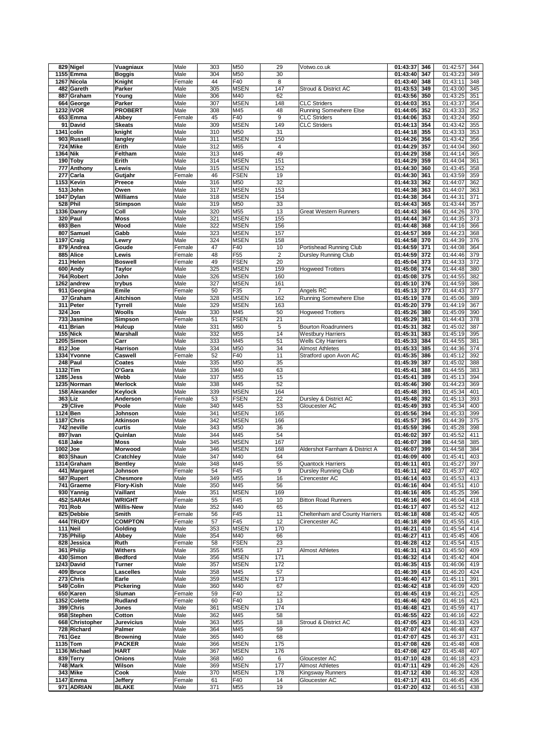| | | | | | | | | | | | |
|---|---|---|---|---|---|---|---|---|---|---|---|
| 829 | Nigel | Vuagniaux | Male | 303 | M50 | 29 | Votwo.co.uk | 01:43:37 | 346 | 01:42:57 | 344 |
| 1155 | Emma | Boggis | Male | 304 | M50 | 30 | | 01:43:40 | 347 | 01:43:23 | 349 |
| 1267 | Nicola | Knight | Female | 44 | F40 | 8 | | 01:43:40 | 348 | 01:43:11 | 348 |
| 482 | Gareth | Parker | Male | 305 | MSEN | 147 | Stroud & District AC | 01:43:53 | 349 | 01:43:00 | 345 |
| 887 | Graham | Young | Male | 306 | M40 | 62 | | 01:43:56 | 350 | 01:43:25 | 351 |
| 664 | George | Parker | Male | 307 | MSEN | 148 | CLC Striders | 01:44:03 | 351 | 01:43:37 | 354 |
| 1232 | IVOR | PROBERT | Male | 308 | M45 | 48 | Running Somewhere Else | 01:44:05 | 352 | 01:43:33 | 352 |
| 653 | Emma | Abbey | Female | 45 | F40 | 9 | CLC Striders | 01:44:06 | 353 | 01:43:24 | 350 |
| 91 | David | Skeats | Male | 309 | MSEN | 149 | CLC Striders | 01:44:13 | 354 | 01:43:42 | 355 |
| 1341 | colin | knight | Male | 310 | M50 | 31 | | 01:44:18 | 355 | 01:43:33 | 353 |
| 903 | Russell | langley | Male | 311 | MSEN | 150 | | 01:44:26 | 356 | 01:43:42 | 356 |
| 724 | Mike | Erith | Male | 312 | M65 | 4 | | 01:44:29 | 357 | 01:44:04 | 360 |
| 1364 | Nik | Feltham | Male | 313 | M45 | 49 | | 01:44:29 | 358 | 01:44:14 | 365 |
| 190 | Toby | Erith | Male | 314 | MSEN | 151 | | 01:44:29 | 359 | 01:44:04 | 361 |
| 777 | Anthony | Lewis | Male | 315 | MSEN | 152 | | 01:44:30 | 360 | 01:43:45 | 358 |
| 277 | Carla | Gutjahr | Female | 46 | FSEN | 19 | | 01:44:30 | 361 | 01:43:59 | 359 |
| 1153 | Kevin | Preece | Male | 316 | M50 | 32 | | 01:44:33 | 362 | 01:44:07 | 362 |
| 513 | John | Owen | Male | 317 | MSEN | 153 | | 01:44:38 | 363 | 01:44:07 | 363 |
| 1047 | Dylan | Williams | Male | 318 | MSEN | 154 | | 01:44:38 | 364 | 01:44:31 | 371 |
| 528 | Phil | Stimpson | Male | 319 | M50 | 33 | | 01:44:43 | 365 | 01:43:44 | 357 |
| 1336 | Danny | Coll | Male | 320 | M55 | 13 | Great Western Runners | 01:44:43 | 366 | 01:44:26 | 370 |
| 320 | Paul | Moss | Male | 321 | MSEN | 155 | | 01:44:44 | 367 | 01:44:35 | 373 |
| 693 | Ben | Wood | Male | 322 | MSEN | 156 | | 01:44:48 | 368 | 01:44:16 | 366 |
| 807 | Samuel | Gabb | Male | 323 | MSEN | 157 | | 01:44:57 | 369 | 01:44:23 | 368 |
| 1197 | Craig | Lewry | Male | 324 | MSEN | 158 | | 01:44:58 | 370 | 01:44:39 | 376 |
| 879 | Andrea | Goude | Female | 47 | F40 | 10 | Portishead Running Club | 01:44:59 | 371 | 01:44:08 | 364 |
| 885 | Alice | Lewis | Female | 48 | F55 | 2 | Dursley Running Club | 01:44:59 | 372 | 01:44:46 | 379 |
| 211 | Helen | Boswell | Female | 49 | FSEN | 20 | | 01:45:04 | 373 | 01:44:33 | 372 |
| 600 | Andy | Taylor | Male | 325 | MSEN | 159 | Hogweed Trotters | 01:45:08 | 374 | 01:44:48 | 380 |
| 764 | Robert | John | Male | 326 | MSEN | 160 | | 01:45:08 | 375 | 01:44:55 | 382 |
| 1262 | andrew | trybus | Male | 327 | MSEN | 161 | | 01:45:10 | 376 | 01:44:59 | 386 |
| 911 | Georgina | Emile | Female | 50 | F35 | 7 | Angels RC | 01:45:13 | 377 | 01:44:43 | 377 |
| 37 | Graham | Aitchison | Male | 328 | MSEN | 162 | Running Somewhere Else | 01:45:19 | 378 | 01:45:06 | 389 |
| 311 | Peter | Tyrrell | Male | 329 | MSEN | 163 | | 01:45:20 | 379 | 01:44:19 | 367 |
| 324 | Jon | Woolls | Male | 330 | M45 | 50 | Hogweed Trotters | 01:45:26 | 380 | 01:45:09 | 390 |
| 733 | Jasmine | Simpson | Female | 51 | FSEN | 21 | | 01:45:29 | 381 | 01:44:43 | 378 |
| 411 | Brian | Hulcup | Male | 331 | M60 | 5 | Bourton Roadrunners | 01:45:31 | 382 | 01:45:02 | 387 |
| 155 | Nick | Marshall | Male | 332 | M55 | 14 | Westbury Harriers | 01:45:31 | 383 | 01:45:19 | 395 |
| 1205 | Simon | Carr | Male | 333 | M45 | 51 | Wells City Harriers | 01:45:33 | 384 | 01:44:55 | 381 |
| 812 | Joe | Harrison | Male | 334 | M50 | 34 | Almost Athletes | 01:45:33 | 385 | 01:44:36 | 374 |
| 1334 | Yvonne | Caswell | Female | 52 | F40 | 11 | Stratford upon Avon AC | 01:45:35 | 386 | 01:45:12 | 392 |
| 248 | Paul | Coates | Male | 335 | M50 | 35 | | 01:45:39 | 387 | 01:45:02 | 388 |
| 1132 | Tim | O'Gara | Male | 336 | M40 | 63 | | 01:45:41 | 388 | 01:44:55 | 383 |
| 1285 | Jess | Webb | Male | 337 | M55 | 15 | | 01:45:41 | 389 | 01:45:13 | 394 |
| 1235 | Norman | Merlock | Male | 338 | M45 | 52 | | 01:45:46 | 390 | 01:44:23 | 369 |
| 158 | Alexander | Keylock | Male | 339 | MSEN | 164 | | 01:45:48 | 391 | 01:45:34 | 401 |
| 363 | Liz | Anderson | Female | 53 | FSEN | 22 | Dursley & District AC | 01:45:48 | 392 | 01:45:13 | 393 |
| 29 | Clive | Poole | Male | 340 | M45 | 53 | Gloucester AC | 01:45:49 | 393 | 01:45:34 | 400 |
| 1124 | Ben | Johnson | Male | 341 | MSEN | 165 | | 01:45:56 | 394 | 01:45:33 | 399 |
| 1187 | Chris | Atkinson | Male | 342 | MSEN | 166 | | 01:45:57 | 395 | 01:44:39 | 375 |
| 742 | neville | curtis | Male | 343 | M50 | 36 | | 01:45:59 | 396 | 01:45:28 | 398 |
| 897 | Ivan | Quinlan | Male | 344 | M45 | 54 | | 01:46:02 | 397 | 01:45:52 | 411 |
| 618 | Jake | Moss | Male | 345 | MSEN | 167 | | 01:46:07 | 398 | 01:44:58 | 385 |
| 1002 | Joe | Morwood | Male | 346 | MSEN | 168 | Aldershot Farnham & District A | 01:46:07 | 399 | 01:44:58 | 384 |
| 803 | Shaun | Cratchley | Male | 347 | M40 | 64 | | 01:46:09 | 400 | 01:45:41 | 403 |
| 1314 | Graham | Bentley | Male | 348 | M45 | 55 | Quantock Harriers | 01:46:11 | 401 | 01:45:27 | 397 |
| 441 | Margaret | Johnson | Female | 54 | F45 | 9 | Dursley Running Club | 01:46:11 | 402 | 01:45:37 | 402 |
| 587 | Rupert | Chesmore | Male | 349 | M55 | 16 | Cirencester AC | 01:46:14 | 403 | 01:45:53 | 413 |
| 741 | Graeme | Flory-Kish | Male | 350 | M45 | 56 | | 01:46:16 | 404 | 01:45:51 | 410 |
| 930 | Yannig | Vaillant | Male | 351 | MSEN | 169 | | 01:46:16 | 405 | 01:45:25 | 396 |
| 452 | SARAH | WRIGHT | Female | 55 | F45 | 10 | Bitton Road Runners | 01:46:16 | 406 | 01:46:04 | 418 |
| 701 | Rob | Willis-New | Male | 352 | M40 | 65 | | 01:46:17 | 407 | 01:45:52 | 412 |
| 825 | Debbie | Smith | Female | 56 | F45 | 11 | Cheltenham and County Harriers | 01:46:18 | 408 | 01:45:42 | 405 |
| 444 | TRUDY | COMPTON | Female | 57 | F45 | 12 | Cirencester AC | 01:46:18 | 409 | 01:45:55 | 416 |
| 111 | Neil | Golding | Male | 353 | MSEN | 170 | | 01:46:21 | 410 | 01:45:54 | 414 |
| 735 | Philip | Abbey | Male | 354 | M40 | 66 | | 01:46:27 | 411 | 01:45:45 | 406 |
| 828 | Jessica | Ruth | Female | 58 | FSEN | 23 | | 01:46:28 | 412 | 01:45:54 | 415 |
| 361 | Philip | Withers | Male | 355 | M55 | 17 | Almost Athletes | 01:46:31 | 413 | 01:45:50 | 409 |
| 430 | Simon | Bedford | Male | 356 | MSEN | 171 | | 01:46:32 | 414 | 01:45:42 | 404 |
| 1243 | David | Turner | Male | 357 | MSEN | 172 | | 01:46:35 | 415 | 01:46:06 | 419 |
| 409 | Bruce | Lascelles | Male | 358 | M45 | 57 | | 01:46:39 | 416 | 01:46:20 | 424 |
| 273 | Chris | Earle | Male | 359 | MSEN | 173 | | 01:46:40 | 417 | 01:45:11 | 391 |
| 549 | Colin | Pickering | Male | 360 | M40 | 67 | | 01:46:42 | 418 | 01:46:09 | 420 |
| 650 | Karen | Sluman | Female | 59 | F40 | 12 | | 01:46:45 | 419 | 01:46:21 | 425 |
| 1352 | Colette | Rudland | Female | 60 | F40 | 13 | | 01:46:46 | 420 | 01:46:16 | 421 |
| 399 | Chris | Jones | Male | 361 | MSEN | 174 | | 01:46:48 | 421 | 01:45:59 | 417 |
| 958 | Stephen | Cotton | Male | 362 | M45 | 58 | | 01:46:55 | 422 | 01:46:16 | 422 |
| 668 | Christopher | Jurevicius | Male | 363 | M55 | 18 | Stroud & District AC | 01:47:05 | 423 | 01:46:33 | 429 |
| 728 | Richard | Palmer | Male | 364 | M45 | 59 | | 01:47:07 | 424 | 01:46:48 | 437 |
| 761 | Gez | Browning | Male | 365 | M40 | 68 | | 01:47:07 | 425 | 01:46:37 | 431 |
| 1135 | Tom | PACKER | Male | 366 | MSEN | 175 | | 01:47:08 | 426 | 01:45:48 | 408 |
| 1136 | Michael | HART | Male | 367 | MSEN | 176 | | 01:47:08 | 427 | 01:45:48 | 407 |
| 839 | Terry | Onions | Male | 368 | M60 | 6 | Gloucester AC | 01:47:10 | 428 | 01:46:18 | 423 |
| 748 | Mark | Wilson | Male | 369 | MSEN | 177 | Almost Athletes | 01:47:11 | 429 | 01:46:26 | 426 |
| 343 | Mike | Cook | Male | 370 | MSEN | 178 | Kingsway Runners | 01:47:12 | 430 | 01:46:32 | 428 |
| 1147 | Emma | Jeffery | Female | 61 | F40 | 14 | Gloucester AC | 01:47:17 | 431 | 01:46:45 | 436 |
| 971 | ADRIAN | BLAKE | Male | 371 | M55 | 19 | | 01:47:20 | 432 | 01:46:51 | 438 |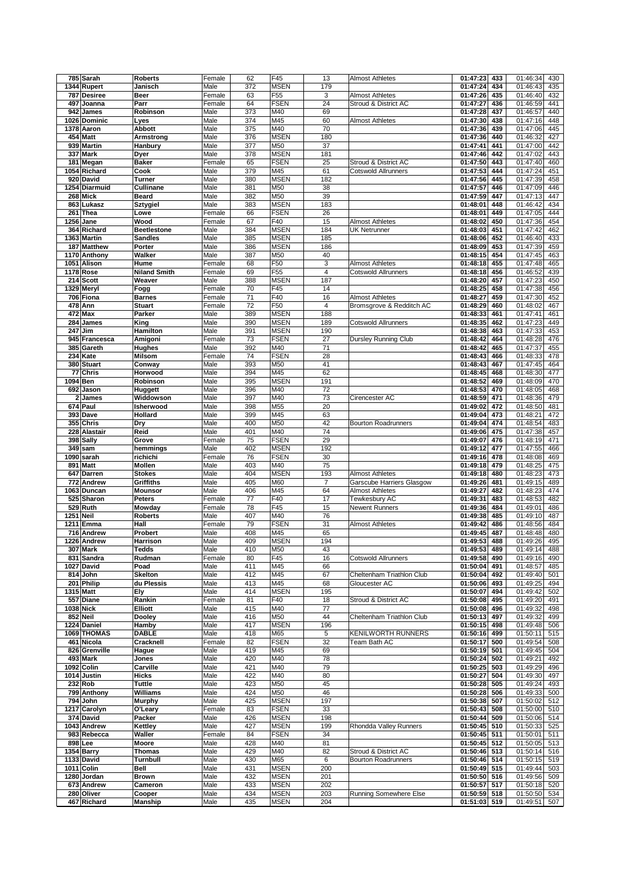| | | | | | | | | | | | |
|---|---|---|---|---|---|---|---|---|---|---|---|
| 785 | Sarah | Roberts | Female | 62 | F45 | 13 | Almost Athletes | 01:47:23 | 433 | 01:46:34 | 430 |
| 1344 | Rupert | Janisch | Male | 372 | MSEN | 179 | | 01:47:24 | 434 | 01:46:43 | 435 |
| 787 | Desiree | Beer | Female | 63 | F55 | 3 | Almost Athletes | 01:47:26 | 435 | 01:46:40 | 432 |
| 497 | Joanna | Parr | Female | 64 | FSEN | 24 | Stroud & District AC | 01:47:27 | 436 | 01:46:59 | 441 |
| 942 | James | Robinson | Male | 373 | M40 | 69 | | 01:47:28 | 437 | 01:46:57 | 440 |
| 1026 | Dominic | Lyes | Male | 374 | M45 | 60 | Almost Athletes | 01:47:30 | 438 | 01:47:16 | 448 |
| 1378 | Aaron | Abbott | Male | 375 | M40 | 70 | | 01:47:36 | 439 | 01:47:06 | 445 |
| 454 | Matt | Armstrong | Male | 376 | MSEN | 180 | | 01:47:36 | 440 | 01:46:32 | 427 |
| 939 | Martin | Hanbury | Male | 377 | M50 | 37 | | 01:47:41 | 441 | 01:47:00 | 442 |
| 337 | Mark | Dyer | Male | 378 | MSEN | 181 | | 01:47:46 | 442 | 01:47:02 | 443 |
| 181 | Megan | Baker | Female | 65 | FSEN | 25 | Stroud & District AC | 01:47:50 | 443 | 01:47:40 | 460 |
| 1054 | Richard | Cook | Male | 379 | M45 | 61 | Cotswold Allrunners | 01:47:53 | 444 | 01:47:24 | 451 |
| 920 | David | Turner | Male | 380 | MSEN | 182 | | 01:47:56 | 445 | 01:47:39 | 458 |
| 1254 | Diarmuid | Cullinane | Male | 381 | M50 | 38 | | 01:47:57 | 446 | 01:47:09 | 446 |
| 268 | Mick | Beard | Male | 382 | M50 | 39 | | 01:47:59 | 447 | 01:47:13 | 447 |
| 863 | Lukasz | Sztygiel | Male | 383 | MSEN | 183 | | 01:48:01 | 448 | 01:46:42 | 434 |
| 261 | Thea | Lowe | Female | 66 | FSEN | 26 | | 01:48:01 | 449 | 01:47:05 | 444 |
| 1256 | Jane | Wood | Female | 67 | F40 | 15 | Almost Athletes | 01:48:02 | 450 | 01:47:36 | 454 |
| 364 | Richard | Beetlestone | Male | 384 | MSEN | 184 | UK Netrunner | 01:48:03 | 451 | 01:47:42 | 462 |
| 1363 | Martin | Sandles | Male | 385 | MSEN | 185 | | 01:48:06 | 452 | 01:46:40 | 433 |
| 187 | Matthew | Porter | Male | 386 | MSEN | 186 | | 01:48:09 | 453 | 01:47:39 | 459 |
| 1170 | Anthony | Walker | Male | 387 | M50 | 40 | | 01:48:15 | 454 | 01:47:45 | 463 |
| 1051 | Alison | Hume | Female | 68 | F50 | 3 | Almost Athletes | 01:48:18 | 455 | 01:47:48 | 465 |
| 1178 | Rose | Niland Smith | Female | 69 | F55 | 4 | Cotswold Allrunners | 01:48:18 | 456 | 01:46:52 | 439 |
| 214 | Scott | Weaver | Male | 388 | MSEN | 187 | | 01:48:20 | 457 | 01:47:23 | 450 |
| 1329 | Meryl | Fogg | Female | 70 | F45 | 14 | | 01:48:25 | 458 | 01:47:38 | 456 |
| 706 | Fiona | Barnes | Female | 71 | F40 | 16 | Almost Athletes | 01:48:27 | 459 | 01:47:30 | 452 |
| 478 | Ann | Stuart | Female | 72 | F50 | 4 | Bromsgrove & Redditch AC | 01:48:29 | 460 | 01:48:02 | 467 |
| 472 | Max | Parker | Male | 389 | MSEN | 188 | | 01:48:33 | 461 | 01:47:41 | 461 |
| 284 | James | King | Male | 390 | MSEN | 189 | Cotswold Allrunners | 01:48:35 | 462 | 01:47:23 | 449 |
| 247 | Jim | Hamilton | Male | 391 | MSEN | 190 | | 01:48:38 | 463 | 01:47:33 | 453 |
| 945 | Francesca | Amigoni | Female | 73 | FSEN | 27 | Dursley Running Club | 01:48:42 | 464 | 01:48:28 | 476 |
| 385 | Gareth | Hughes | Male | 392 | M40 | 71 | | 01:48:42 | 465 | 01:47:37 | 455 |
| 234 | Kate | Milsom | Female | 74 | FSEN | 28 | | 01:48:43 | 466 | 01:48:33 | 478 |
| 380 | Stuart | Conway | Male | 393 | M50 | 41 | | 01:48:43 | 467 | 01:47:45 | 464 |
| 77 | Chris | Horwood | Male | 394 | M45 | 62 | | 01:48:45 | 468 | 01:48:30 | 477 |
| 1094 | Ben | Robinson | Male | 395 | MSEN | 191 | | 01:48:52 | 469 | 01:48:09 | 470 |
| 692 | Jason | Huggett | Male | 396 | M40 | 72 | | 01:48:53 | 470 | 01:48:05 | 468 |
| 2 | James | Widdowson | Male | 397 | M40 | 73 | Cirencester AC | 01:48:59 | 471 | 01:48:36 | 479 |
| 674 | Paul | Isherwood | Male | 398 | M55 | 20 | | 01:49:02 | 472 | 01:48:50 | 481 |
| 393 | Dave | Hollard | Male | 399 | M45 | 63 | | 01:49:04 | 473 | 01:48:21 | 472 |
| 355 | Chris | Dry | Male | 400 | M50 | 42 | Bourton Roadrunners | 01:49:04 | 474 | 01:48:54 | 483 |
| 228 | Alastair | Reid | Male | 401 | M40 | 74 | | 01:49:06 | 475 | 01:47:38 | 457 |
| 398 | Sally | Grove | Female | 75 | FSEN | 29 | | 01:49:07 | 476 | 01:48:19 | 471 |
| 349 | sam | hemmings | Male | 402 | MSEN | 192 | | 01:49:12 | 477 | 01:47:55 | 466 |
| 1090 | sarah | richichi | Female | 76 | FSEN | 30 | | 01:49:16 | 478 | 01:48:08 | 469 |
| 891 | Matt | Mollen | Male | 403 | M40 | 75 | | 01:49:18 | 479 | 01:48:25 | 475 |
| 647 | Darren | Stokes | Male | 404 | MSEN | 193 | Almost Athletes | 01:49:18 | 480 | 01:48:23 | 473 |
| 772 | Andrew | Griffiths | Male | 405 | M60 | 7 | Garscube Harriers Glasgow | 01:49:26 | 481 | 01:49:15 | 489 |
| 1063 | Duncan | Mounsor | Male | 406 | M45 | 64 | Almost Athletes | 01:49:27 | 482 | 01:48:23 | 474 |
| 525 | Sharon | Peters | Female | 77 | F40 | 17 | Tewkesbury AC | 01:49:31 | 483 | 01:48:53 | 482 |
| 529 | Ruth | Mowday | Female | 78 | F45 | 15 | Newent Runners | 01:49:36 | 484 | 01:49:01 | 486 |
| 1251 | Neil | Roberts | Male | 407 | M40 | 76 | | 01:49:38 | 485 | 01:49:10 | 487 |
| 1211 | Emma | Hall | Female | 79 | FSEN | 31 | Almost Athletes | 01:49:42 | 486 | 01:48:56 | 484 |
| 716 | Andrew | Probert | Male | 408 | M45 | 65 | | 01:49:45 | 487 | 01:48:48 | 480 |
| 1226 | Andrew | Harrison | Male | 409 | MSEN | 194 | | 01:49:53 | 488 | 01:49:26 | 495 |
| 307 | Mark | Tedds | Male | 410 | M50 | 43 | | 01:49:53 | 489 | 01:49:14 | 488 |
| 831 | Sandra | Rudman | Female | 80 | F45 | 16 | Cotswold Allrunners | 01:49:58 | 490 | 01:49:16 | 490 |
| 1027 | David | Poad | Male | 411 | M45 | 66 | | 01:50:04 | 491 | 01:48:57 | 485 |
| 814 | John | Skelton | Male | 412 | M45 | 67 | Cheltenham Triathlon Club | 01:50:04 | 492 | 01:49:40 | 501 |
| 201 | Philip | du Plessis | Male | 413 | M45 | 68 | Gloucester AC | 01:50:06 | 493 | 01:49:25 | 494 |
| 1315 | Matt | Ely | Male | 414 | MSEN | 195 | | 01:50:07 | 494 | 01:49:42 | 502 |
| 557 | Diane | Rankin | Female | 81 | F40 | 18 | Stroud & District AC | 01:50:08 | 495 | 01:49:20 | 491 |
| 1038 | Nick | Elliott | Male | 415 | M40 | 77 | | 01:50:08 | 496 | 01:49:32 | 498 |
| 852 | Neil | Dooley | Male | 416 | M50 | 44 | Cheltenham Triathlon Club | 01:50:13 | 497 | 01:49:32 | 499 |
| 1224 | Daniel | Hamby | Male | 417 | MSEN | 196 | | 01:50:15 | 498 | 01:49:48 | 506 |
| 1069 | THOMAS | DABLE | Male | 418 | M65 | 5 | KENILWORTH RUNNERS | 01:50:16 | 499 | 01:50:11 | 515 |
| 461 | Nicola | Cracknell | Female | 82 | FSEN | 32 | Team Bath AC | 01:50:17 | 500 | 01:49:54 | 508 |
| 826 | Grenville | Hague | Male | 419 | M45 | 69 | | 01:50:19 | 501 | 01:49:45 | 504 |
| 493 | Mark | Jones | Male | 420 | M40 | 78 | | 01:50:24 | 502 | 01:49:21 | 492 |
| 1092 | Colin | Carville | Male | 421 | M40 | 79 | | 01:50:25 | 503 | 01:49:29 | 496 |
| 1014 | Justin | Hicks | Male | 422 | M40 | 80 | | 01:50:27 | 504 | 01:49:30 | 497 |
| 232 | Rob | Tuttle | Male | 423 | M50 | 45 | | 01:50:28 | 505 | 01:49:24 | 493 |
| 799 | Anthony | Williams | Male | 424 | M50 | 46 | | 01:50:28 | 506 | 01:49:33 | 500 |
| 794 | John | Murphy | Male | 425 | MSEN | 197 | | 01:50:38 | 507 | 01:50:02 | 512 |
| 1217 | Carolyn | O'Leary | Female | 83 | FSEN | 33 | | 01:50:43 | 508 | 01:50:00 | 510 |
| 374 | David | Packer | Male | 426 | MSEN | 198 | | 01:50:44 | 509 | 01:50:06 | 514 |
| 1043 | Andrew | Kettley | Male | 427 | MSEN | 199 | Rhondda Valley Runners | 01:50:45 | 510 | 01:50:33 | 525 |
| 983 | Rebecca | Waller | Female | 84 | FSEN | 34 | | 01:50:45 | 511 | 01:50:01 | 511 |
| 898 | Lee | Moore | Male | 428 | M40 | 81 | | 01:50:45 | 512 | 01:50:05 | 513 |
| 1354 | Barry | Thomas | Male | 429 | M40 | 82 | Stroud & District AC | 01:50:46 | 513 | 01:50:14 | 516 |
| 1133 | David | Turnbull | Male | 430 | M65 | 6 | Bourton Roadrunners | 01:50:46 | 514 | 01:50:15 | 519 |
| 1011 | Colin | Bell | Male | 431 | MSEN | 200 | | 01:50:49 | 515 | 01:49:44 | 503 |
| 1280 | Jordan | Brown | Male | 432 | MSEN | 201 | | 01:50:50 | 516 | 01:49:56 | 509 |
| 673 | Andrew | Cameron | Male | 433 | MSEN | 202 | | 01:50:57 | 517 | 01:50:18 | 520 |
| 280 | Oliver | Cooper | Male | 434 | MSEN | 203 | Running Somewhere Else | 01:50:59 | 518 | 01:50:50 | 534 |
| 467 | Richard | Manship | Male | 435 | MSEN | 204 | | 01:51:03 | 519 | 01:49:51 | 507 |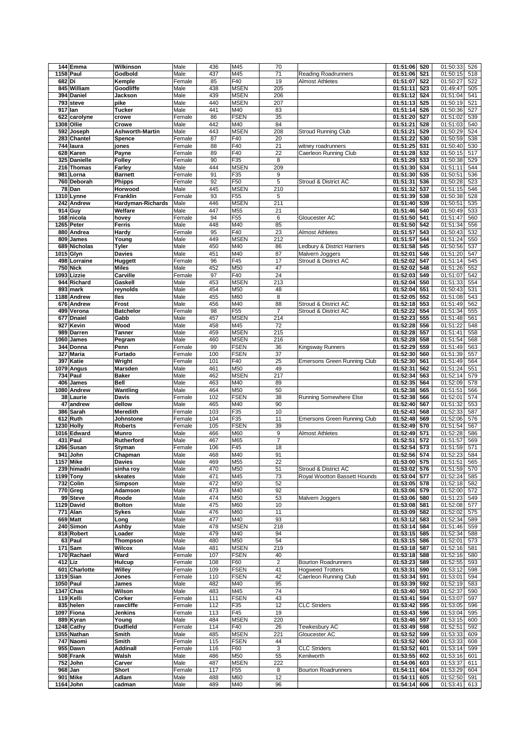| | | | | | | | | | | | |
|---|---|---|---|---|---|---|---|---|---|---|---|
| 144 | Emma | Wilkinson | Male | 436 | M45 | 70 | | 01:51:06 | 520 | 01:50:33 | 526 |
| 1158 | Paul | Godbold | Male | 437 | M45 | 71 | Reading Roadrunners | 01:51:06 | 521 | 01:50:15 | 518 |
| 682 | Di | Kemple | Female | 85 | F40 | 19 | Almost Athletes | 01:51:07 | 522 | 01:50:27 | 522 |
| 845 | William | Goodliffe | Male | 438 | MSEN | 205 | | 01:51:11 | 523 | 01:49:47 | 505 |
| 394 | Daniel | Jackson | Male | 439 | MSEN | 206 | | 01:51:12 | 524 | 01:51:04 | 541 |
| 793 | steve | pike | Male | 440 | MSEN | 207 | | 01:51:13 | 525 | 01:50:19 | 521 |
| 917 | Ian | Tucker | Male | 441 | M40 | 83 | | 01:51:14 | 526 | 01:50:36 | 527 |
| 622 | carolyne | crowe | Female | 86 | FSEN | 35 | | 01:51:20 | 527 | 01:51:02 | 539 |
| 1308 | Ollie | Crowe | Male | 442 | M40 | 84 | | 01:51:21 | 528 | 01:51:03 | 540 |
| 592 | Joseph | Ashworth-Martin | Male | 443 | MSEN | 208 | Stroud Running Club | 01:51:21 | 529 | 01:50:29 | 524 |
| 283 | Chantel | Spence | Female | 87 | F40 | 20 | | 01:51:22 | 530 | 01:50:59 | 538 |
| 744 | laura | jones | Female | 88 | F40 | 21 | witney roadrunners | 01:51:25 | 531 | 01:50:40 | 530 |
| 628 | Karen | Payne | Female | 89 | F40 | 22 | Caerleon Running Club | 01:51:28 | 532 | 01:50:15 | 517 |
| 325 | Danielle | Folley | Female | 90 | F35 | 8 | | 01:51:29 | 533 | 01:50:38 | 529 |
| 216 | Thomas | Farley | Male | 444 | MSEN | 209 | | 01:51:30 | 534 | 01:51:11 | 544 |
| 981 | Lorna | Barnett | Female | 91 | F35 | 9 | | 01:51:30 | 535 | 01:50:51 | 536 |
| 760 | Deborah | Phipps | Female | 92 | F50 | 5 | Stroud & District AC | 01:51:31 | 536 | 01:50:28 | 523 |
| 78 | Dan | Horwood | Male | 445 | MSEN | 210 | | 01:51:32 | 537 | 01:51:15 | 546 |
| 1310 | Lynne | Franklin | Female | 93 | F55 | 5 | | 01:51:39 | 538 | 01:50:38 | 528 |
| 242 | Andrew | Hardyman-Richards | Male | 446 | MSEN | 211 | | 01:51:40 | 539 | 01:50:51 | 535 |
| 914 | Guy | Welfare | Male | 447 | M55 | 21 | | 01:51:46 | 540 | 01:50:49 | 533 |
| 168 | nicola | hovey | Female | 94 | F55 | 6 | Gloucester AC | 01:51:50 | 541 | 01:51:47 | 560 |
| 1265 | Peter | Ferris | Male | 448 | M40 | 85 | | 01:51:50 | 542 | 01:51:34 | 556 |
| 880 | Andrea | Hardy | Female | 95 | F40 | 23 | Almost Athletes | 01:51:57 | 543 | 01:50:43 | 532 |
| 809 | James | Young | Male | 449 | MSEN | 212 | | 01:51:57 | 544 | 01:51:24 | 550 |
| 689 | Nicholas | Tyler | Male | 450 | M40 | 86 | Ledbury & District Harriers | 01:51:58 | 545 | 01:50:56 | 537 |
| 1015 | Glyn | Davies | Male | 451 | M40 | 87 | Malvern Joggers | 01:52:01 | 546 | 01:51:20 | 547 |
| 498 | Lorraine | Huggett | Female | 96 | F45 | 17 | Stroud & District AC | 01:52:02 | 547 | 01:51:14 | 545 |
| 750 | Nick | Miles | Male | 452 | M50 | 47 | | 01:52:02 | 548 | 01:51:26 | 552 |
| 1093 | Lizzie | Carville | Female | 97 | F40 | 24 | | 01:52:03 | 549 | 01:51:07 | 542 |
| 944 | Richard | Gaskell | Male | 453 | MSEN | 213 | | 01:52:04 | 550 | 01:51:33 | 554 |
| 893 | mark | reynolds | Male | 454 | M50 | 48 | | 01:52:04 | 551 | 01:50:43 | 531 |
| 1188 | Andrew | Iles | Male | 455 | M60 | 8 | | 01:52:05 | 552 | 01:51:08 | 543 |
| 676 | Andrew | Frost | Male | 456 | M40 | 88 | Stroud & District AC | 01:52:18 | 553 | 01:51:49 | 562 |
| 499 | Verona | Batchelor | Female | 98 | F55 | 7 | Stroud & District AC | 01:52:22 | 554 | 01:51:34 | 555 |
| 677 | Dnaiel | Gabb | Male | 457 | MSEN | 214 | | 01:52:23 | 555 | 01:51:48 | 561 |
| 927 | Kevin | Wood | Male | 458 | M45 | 72 | | 01:52:28 | 556 | 01:51:22 | 548 |
| 989 | Darren | Tanner | Male | 459 | MSEN | 215 | | 01:52:28 | 557 | 01:51:41 | 558 |
| 1060 | James | Pegram | Male | 460 | MSEN | 216 | | 01:52:28 | 558 | 01:51:54 | 568 |
| 344 | Donna | Penn | Female | 99 | FSEN | 36 | Kingsway Runners | 01:52:29 | 559 | 01:51:49 | 563 |
| 327 | Maria | Furtado | Female | 100 | FSEN | 37 | | 01:52:30 | 560 | 01:51:39 | 557 |
| 397 | Katie | Wright | Female | 101 | F40 | 25 | Emersons Green Running Club | 01:52:30 | 561 | 01:51:49 | 564 |
| 1079 | Angus | Marsden | Male | 461 | M50 | 49 | | 01:52:31 | 562 | 01:51:24 | 551 |
| 734 | Paul | Baker | Male | 462 | MSEN | 217 | | 01:52:34 | 563 | 01:52:14 | 579 |
| 406 | James | Bell | Male | 463 | M40 | 89 | | 01:52:35 | 564 | 01:52:09 | 578 |
| 1080 | Andrew | Wantling | Male | 464 | M50 | 50 | | 01:52:38 | 565 | 01:51:51 | 566 |
| 38 | Laurie | Davis | Female | 102 | FSEN | 38 | Running Somewhere Else | 01:52:38 | 566 | 01:52:01 | 574 |
| 47 | andrew | dellow | Male | 465 | M40 | 90 | | 01:52:40 | 567 | 01:51:32 | 553 |
| 386 | Sarah | Meredith | Female | 103 | F35 | 10 | | 01:52:43 | 568 | 01:52:33 | 587 |
| 612 | Ruth | Johnstone | Female | 104 | F35 | 11 | Emersons Green Running Club | 01:52:48 | 569 | 01:52:06 | 576 |
| 1230 | Holly | Roberts | Female | 105 | FSEN | 39 | | 01:52:49 | 570 | 01:51:54 | 567 |
| 1016 | Edward | Munro | Male | 466 | M60 | 9 | Almost Athletes | 01:52:49 | 571 | 01:52:28 | 586 |
| 431 | Paul | Rutherford | Male | 467 | M65 | 7 | | 01:52:51 | 572 | 01:51:57 | 569 |
| 1266 | Susan | Styman | Female | 106 | F45 | 18 | | 01:52:54 | 573 | 01:51:59 | 571 |
| 941 | John | Chapman | Male | 468 | M40 | 91 | | 01:52:56 | 574 | 01:52:23 | 584 |
| 1157 | Mike | Davies | Male | 469 | M55 | 22 | | 01:53:00 | 575 | 01:51:51 | 565 |
| 239 | himadri | sinha roy | Male | 470 | M50 | 51 | Stroud & District AC | 01:53:02 | 576 | 01:51:59 | 570 |
| 1199 | Tony | skeates | Male | 471 | M45 | 73 | Royal Wootton Bassett Hounds | 01:53:04 | 577 | 01:52:24 | 585 |
| 732 | Colin | Simpson | Male | 472 | M50 | 52 | | 01:53:05 | 578 | 01:52:18 | 582 |
| 770 | Greg | Adamson | Male | 473 | M40 | 92 | | 01:53:06 | 579 | 01:52:00 | 572 |
| 99 | Steve | Roode | Male | 474 | M50 | 53 | Malvern Joggers | 01:53:06 | 580 | 01:51:23 | 549 |
| 1129 | David | Bolton | Male | 475 | M60 | 10 | | 01:53:08 | 581 | 01:52:08 | 577 |
| 771 | Alan | Sykes | Male | 476 | M60 | 11 | | 01:53:09 | 582 | 01:52:02 | 575 |
| 669 | Matt | Long | Male | 477 | M40 | 93 | | 01:53:12 | 583 | 01:52:34 | 589 |
| 240 | Simon | Ashby | Male | 478 | MSEN | 218 | | 01:53:14 | 584 | 01:51:46 | 559 |
| 818 | Robert | Loader | Male | 479 | M40 | 94 | | 01:53:15 | 585 | 01:52:34 | 588 |
| 63 | Paul | Thompson | Male | 480 | M50 | 54 | | 01:53:15 | 586 | 01:52:01 | 573 |
| 171 | Sam | Wilcox | Male | 481 | MSEN | 219 | | 01:53:18 | 587 | 01:52:16 | 581 |
| 170 | Rachael | Ward | Female | 107 | FSEN | 40 | | 01:53:18 | 588 | 01:52:16 | 580 |
| 412 | Liz | Hulcup | Female | 108 | F60 | 2 | Bourton Roadrunners | 01:53:23 | 589 | 01:52:55 | 593 |
| 601 | Charlotte | Willey | Female | 109 | FSEN | 41 | Hogweed Trotters | 01:53:31 | 590 | 01:53:12 | 598 |
| 1319 | Sian | Jones | Female | 110 | FSEN | 42 | Caerleon Running Club | 01:53:34 | 591 | 01:53:01 | 594 |
| 1050 | Paul | James | Male | 482 | M40 | 95 | | 01:53:39 | 592 | 01:52:19 | 583 |
| 1347 | Chas | Wilson | Male | 483 | M45 | 74 | | 01:53:40 | 593 | 01:52:37 | 590 |
| 119 | Kelli | Corker | Female | 111 | FSEN | 43 | | 01:53:41 | 594 | 01:53:07 | 597 |
| 835 | helen | rawcliffe | Female | 112 | F35 | 12 | CLC Striders | 01:53:42 | 595 | 01:53:05 | 596 |
| 1097 | Fiona | Jenkins | Female | 113 | F45 | 19 | | 01:53:43 | 596 | 01:53:04 | 595 |
| 889 | Kyran | Young | Male | 484 | MSEN | 220 | | 01:53:46 | 597 | 01:53:15 | 600 |
| 1248 | Cathy | Dudfield | Female | 114 | F40 | 26 | Tewkesbury AC | 01:53:49 | 598 | 01:52:51 | 592 |
| 1355 | Nathan | Smith | Male | 485 | MSEN | 221 | Gloucester AC | 01:53:52 | 599 | 01:53:33 | 609 |
| 747 | Naomi | Smith | Female | 115 | FSEN | 44 | | 01:53:52 | 600 | 01:53:33 | 608 |
| 955 | Dawn | Addinall | Female | 116 | F60 | 3 | CLC Striders | 01:53:52 | 601 | 01:53:14 | 599 |
| 508 | Frank | Walsh | Male | 486 | M50 | 55 | Kenilworth | 01:53:55 | 602 | 01:53:16 | 601 |
| 752 | John | Carver | Male | 487 | MSEN | 222 | | 01:54:06 | 603 | 01:53:37 | 611 |
| 968 | Jan | Short | Female | 117 | F55 | 8 | Bourton Roadrunners | 01:54:11 | 604 | 01:53:29 | 604 |
| 901 | Mike | Adlam | Male | 488 | M60 | 12 | | 01:54:11 | 605 | 01:52:50 | 591 |
| 1164 | John | cadman | Male | 489 | M40 | 96 | | 01:54:14 | 606 | 01:53:41 | 613 |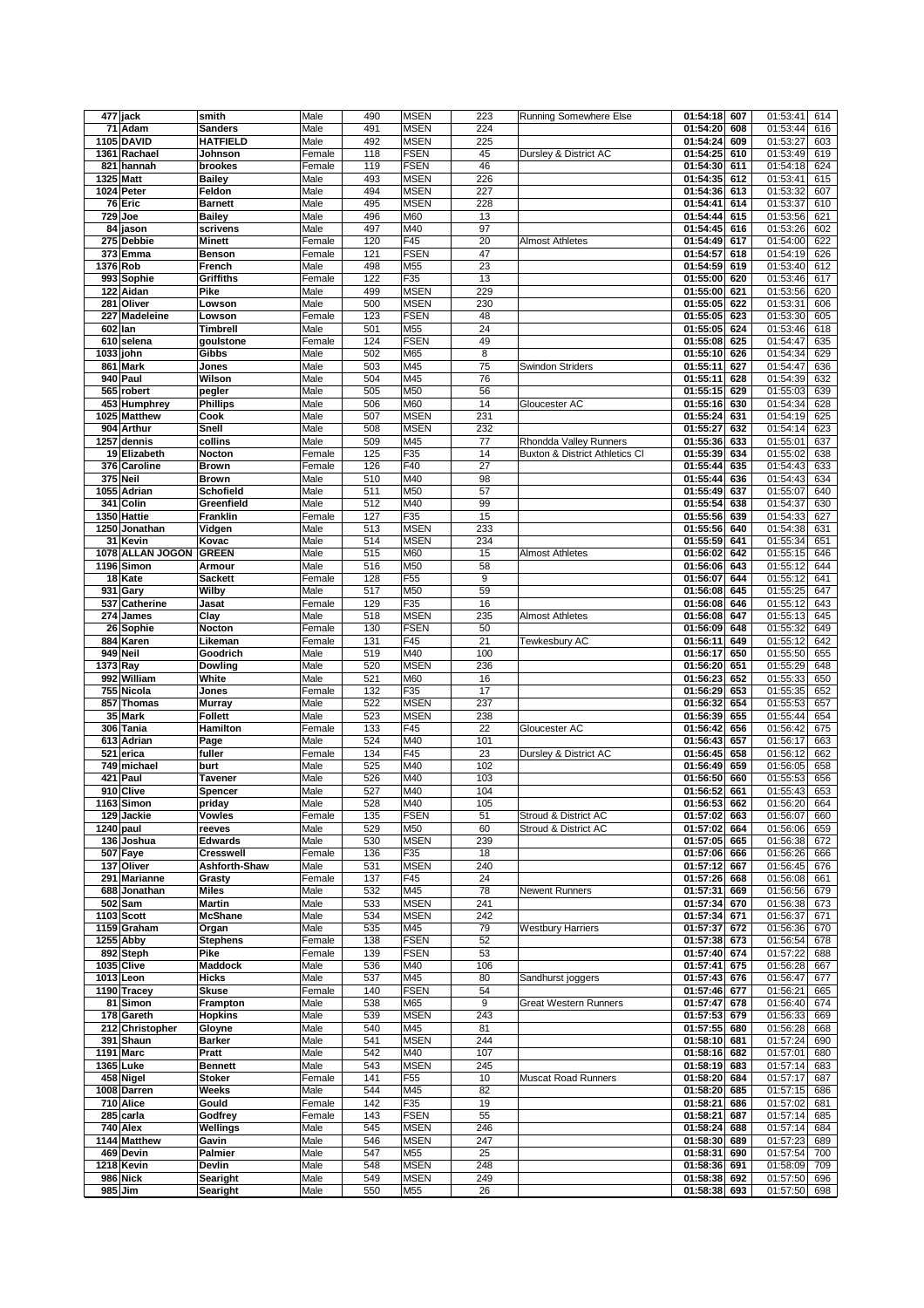| | | | | | | | | | | | |
|---|---|---|---|---|---|---|---|---|---|---|---|
| 477 | jack | smith | Male | 490 | MSEN | 223 | Running Somewhere Else | 01:54:18 | 607 | 01:53:41 | 614 |
| 71 | Adam | Sanders | Male | 491 | MSEN | 224 | | 01:54:20 | 608 | 01:53:44 | 616 |
| 1105 | DAVID | HATFIELD | Male | 492 | MSEN | 225 | | 01:54:24 | 609 | 01:53:27 | 603 |
| 1361 | Rachael | Johnson | Female | 118 | FSEN | 45 | Dursley & District AC | 01:54:25 | 610 | 01:53:49 | 619 |
| 821 | hannah | brookes | Female | 119 | FSEN | 46 | | 01:54:30 | 611 | 01:54:18 | 624 |
| 1325 | Matt | Bailey | Male | 493 | MSEN | 226 | | 01:54:35 | 612 | 01:53:41 | 615 |
| 1024 | Peter | Feldon | Male | 494 | MSEN | 227 | | 01:54:36 | 613 | 01:53:32 | 607 |
| 76 | Eric | Barnett | Male | 495 | MSEN | 228 | | 01:54:41 | 614 | 01:53:37 | 610 |
| 729 | Joe | Bailey | Male | 496 | M60 | 13 | | 01:54:44 | 615 | 01:53:56 | 621 |
| 84 | jason | scrivens | Male | 497 | M40 | 97 | | 01:54:45 | 616 | 01:53:26 | 602 |
| 275 | Debbie | Minett | Female | 120 | F45 | 20 | Almost Athletes | 01:54:49 | 617 | 01:54:00 | 622 |
| 373 | Emma | Benson | Female | 121 | FSEN | 47 | | 01:54:57 | 618 | 01:54:19 | 626 |
| 1376 | Rob | French | Male | 498 | M55 | 23 | | 01:54:59 | 619 | 01:53:40 | 612 |
| 993 | Sophie | Griffiths | Female | 122 | F35 | 13 | | 01:55:00 | 620 | 01:53:46 | 617 |
| 122 | Aidan | Pike | Male | 499 | MSEN | 229 | | 01:55:00 | 621 | 01:53:56 | 620 |
| 281 | Oliver | Lowson | Male | 500 | MSEN | 230 | | 01:55:05 | 622 | 01:53:31 | 606 |
| 227 | Madeleine | Lowson | Female | 123 | FSEN | 48 | | 01:55:05 | 623 | 01:53:30 | 605 |
| 602 | Ian | Timbrell | Male | 501 | M55 | 24 | | 01:55:05 | 624 | 01:53:46 | 618 |
| 610 | selena | goulstone | Female | 124 | FSEN | 49 | | 01:55:08 | 625 | 01:54:47 | 635 |
| 1033 | john | Gibbs | Male | 502 | M65 | 8 | | 01:55:10 | 626 | 01:54:34 | 629 |
| 861 | Mark | Jones | Male | 503 | M45 | 75 | Swindon Striders | 01:55:11 | 627 | 01:54:47 | 636 |
| 940 | Paul | Wilson | Male | 504 | M45 | 76 | | 01:55:11 | 628 | 01:54:39 | 632 |
| 565 | robert | pegler | Male | 505 | M50 | 56 | | 01:55:15 | 629 | 01:55:03 | 639 |
| 453 | Humphrey | Phillips | Male | 506 | M60 | 14 | Gloucester AC | 01:55:16 | 630 | 01:54:34 | 628 |
| 1025 | Matthew | Cook | Male | 507 | MSEN | 231 | | 01:55:24 | 631 | 01:54:19 | 625 |
| 904 | Arthur | Snell | Male | 508 | MSEN | 232 | | 01:55:27 | 632 | 01:54:14 | 623 |
| 1257 | dennis | collins | Male | 509 | M45 | 77 | Rhondda Valley Runners | 01:55:36 | 633 | 01:55:01 | 637 |
| 19 | Elizabeth | Nocton | Female | 125 | F35 | 14 | Buxton & District Athletics Cl | 01:55:39 | 634 | 01:55:02 | 638 |
| 376 | Caroline | Brown | Female | 126 | F40 | 27 | | 01:55:44 | 635 | 01:54:43 | 633 |
| 375 | Neil | Brown | Male | 510 | M40 | 98 | | 01:55:44 | 636 | 01:54:43 | 634 |
| 1055 | Adrian | Schofield | Male | 511 | M50 | 57 | | 01:55:49 | 637 | 01:55:07 | 640 |
| 341 | Colin | Greenfield | Male | 512 | M40 | 99 | | 01:55:54 | 638 | 01:54:37 | 630 |
| 1350 | Hattie | Franklin | Female | 127 | F35 | 15 | | 01:55:56 | 639 | 01:54:33 | 627 |
| 1250 | Jonathan | Vidgen | Male | 513 | MSEN | 233 | | 01:55:56 | 640 | 01:54:38 | 631 |
| 31 | Kevin | Kovac | Male | 514 | MSEN | 234 | | 01:55:59 | 641 | 01:55:34 | 651 |
| 1078 | ALLAN JOGON | GREEN | Male | 515 | M60 | 15 | Almost Athletes | 01:56:02 | 642 | 01:55:15 | 646 |
| 1196 | Simon | Armour | Male | 516 | M50 | 58 | | 01:56:06 | 643 | 01:55:12 | 644 |
| 18 | Kate | Sackett | Female | 128 | F55 | 9 | | 01:56:07 | 644 | 01:55:12 | 641 |
| 931 | Gary | Wilby | Male | 517 | M50 | 59 | | 01:56:08 | 645 | 01:55:25 | 647 |
| 537 | Catherine | Jasat | Female | 129 | F35 | 16 | | 01:56:08 | 646 | 01:55:12 | 643 |
| 274 | James | Clay | Male | 518 | MSEN | 235 | Almost Athletes | 01:56:08 | 647 | 01:55:13 | 645 |
| 26 | Sophie | Nocton | Female | 130 | FSEN | 50 | | 01:56:09 | 648 | 01:55:32 | 649 |
| 884 | Karen | Likeman | Female | 131 | F45 | 21 | Tewkesbury AC | 01:56:11 | 649 | 01:55:12 | 642 |
| 949 | Neil | Goodrich | Male | 519 | M40 | 100 | | 01:56:17 | 650 | 01:55:50 | 655 |
| 1373 | Ray | Dowling | Male | 520 | MSEN | 236 | | 01:56:20 | 651 | 01:55:29 | 648 |
| 992 | William | White | Male | 521 | M60 | 16 | | 01:56:23 | 652 | 01:55:33 | 650 |
| 755 | Nicola | Jones | Female | 132 | F35 | 17 | | 01:56:29 | 653 | 01:55:35 | 652 |
| 857 | Thomas | Murray | Male | 522 | MSEN | 237 | | 01:56:32 | 654 | 01:55:53 | 657 |
| 35 | Mark | Follett | Male | 523 | MSEN | 238 | | 01:56:39 | 655 | 01:55:44 | 654 |
| 306 | Tania | Hamilton | Female | 133 | F45 | 22 | Gloucester AC | 01:56:42 | 656 | 01:56:42 | 675 |
| 613 | Adrian | Page | Male | 524 | M40 | 101 | | 01:56:43 | 657 | 01:56:17 | 663 |
| 521 | erica | fuller | Female | 134 | F45 | 23 | Dursley & District AC | 01:56:45 | 658 | 01:56:12 | 662 |
| 749 | michael | burt | Male | 525 | M40 | 102 | | 01:56:49 | 659 | 01:56:05 | 658 |
| 421 | Paul | Tavener | Male | 526 | M40 | 103 | | 01:56:50 | 660 | 01:55:53 | 656 |
| 910 | Clive | Spencer | Male | 527 | M40 | 104 | | 01:56:52 | 661 | 01:55:43 | 653 |
| 1163 | Simon | priday | Male | 528 | M40 | 105 | | 01:56:53 | 662 | 01:56:20 | 664 |
| 129 | Jackie | Vowles | Female | 135 | FSEN | 51 | Stroud & District AC | 01:57:02 | 663 | 01:56:07 | 660 |
| 1240 | paul | reeves | Male | 529 | M50 | 60 | Stroud & District AC | 01:57:02 | 664 | 01:56:06 | 659 |
| 136 | Joshua | Edwards | Male | 530 | MSEN | 239 | | 01:57:05 | 665 | 01:56:38 | 672 |
| 507 | Faye | Cresswell | Female | 136 | F35 | 18 | | 01:57:06 | 666 | 01:56:26 | 666 |
| 137 | Oliver | Ashforth-Shaw | Male | 531 | MSEN | 240 | | 01:57:12 | 667 | 01:56:45 | 676 |
| 291 | Marianne | Grasty | Female | 137 | F45 | 24 | | 01:57:26 | 668 | 01:56:08 | 661 |
| 688 | Jonathan | Miles | Male | 532 | M45 | 78 | Newent Runners | 01:57:31 | 669 | 01:56:56 | 679 |
| 502 | Sam | Martin | Male | 533 | MSEN | 241 | | 01:57:34 | 670 | 01:56:38 | 673 |
| 1103 | Scott | McShane | Male | 534 | MSEN | 242 | | 01:57:34 | 671 | 01:56:37 | 671 |
| 1159 | Graham | Organ | Male | 535 | M45 | 79 | Westbury Harriers | 01:57:37 | 672 | 01:56:36 | 670 |
| 1255 | Abby | Stephens | Female | 138 | FSEN | 52 | | 01:57:38 | 673 | 01:56:54 | 678 |
| 892 | Steph | Pike | Female | 139 | FSEN | 53 | | 01:57:40 | 674 | 01:57:22 | 688 |
| 1035 | Clive | Maddock | Male | 536 | M40 | 106 | | 01:57:41 | 675 | 01:56:28 | 667 |
| 1013 | Leon | Hicks | Male | 537 | M45 | 80 | Sandhurst joggers | 01:57:43 | 676 | 01:56:47 | 677 |
| 1190 | Tracey | Skuse | Female | 140 | FSEN | 54 | | 01:57:46 | 677 | 01:56:21 | 665 |
| 81 | Simon | Frampton | Male | 538 | M65 | 9 | Great Western Runners | 01:57:47 | 678 | 01:56:40 | 674 |
| 178 | Gareth | Hopkins | Male | 539 | MSEN | 243 | | 01:57:53 | 679 | 01:56:33 | 669 |
| 212 | Christopher | Gloyne | Male | 540 | M45 | 81 | | 01:57:55 | 680 | 01:56:28 | 668 |
| 391 | Shaun | Barker | Male | 541 | MSEN | 244 | | 01:58:10 | 681 | 01:57:24 | 690 |
| 1191 | Marc | Pratt | Male | 542 | M40 | 107 | | 01:58:16 | 682 | 01:57:01 | 680 |
| 1365 | Luke | Bennett | Male | 543 | MSEN | 245 | | 01:58:19 | 683 | 01:57:14 | 683 |
| 458 | Nigel | Stoker | Female | 141 | F55 | 10 | Muscat Road Runners | 01:58:20 | 684 | 01:57:17 | 687 |
| 1008 | Darren | Weeks | Male | 544 | M45 | 82 | | 01:58:20 | 685 | 01:57:15 | 686 |
| 710 | Alice | Gould | Female | 142 | F35 | 19 | | 01:58:21 | 686 | 01:57:02 | 681 |
| 285 | carla | Godfrey | Female | 143 | FSEN | 55 | | 01:58:21 | 687 | 01:57:14 | 685 |
| 740 | Alex | Wellings | Male | 545 | MSEN | 246 | | 01:58:24 | 688 | 01:57:14 | 684 |
| 1144 | Matthew | Gavin | Male | 546 | MSEN | 247 | | 01:58:30 | 689 | 01:57:23 | 689 |
| 469 | Devin | Palmier | Male | 547 | M55 | 25 | | 01:58:31 | 690 | 01:57:54 | 700 |
| 1218 | Kevin | Devlin | Male | 548 | MSEN | 248 | | 01:58:36 | 691 | 01:58:09 | 709 |
| 986 | Nick | Searight | Male | 549 | MSEN | 249 | | 01:58:38 | 692 | 01:57:50 | 696 |
| 985 | Jim | Searight | Male | 550 | M55 | 26 | | 01:58:38 | 693 | 01:57:50 | 698 |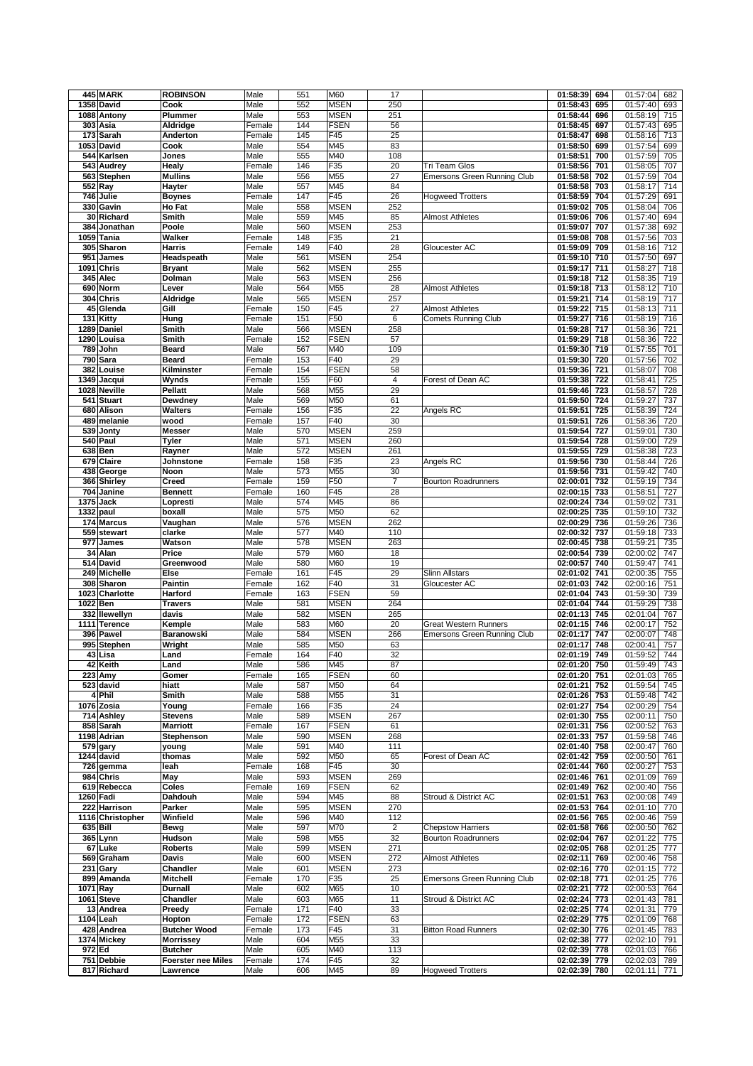| 445 | MARK | ROBINSON | Male | 551 | M60 | 17 | | 01:58:39 | 694 | 01:57:04 | 682 |
|---|---|---|---|---|---|---|---|---|---|---|---|
| 1358 | David | Cook | Male | 552 | MSEN | 250 | | 01:58:43 | 695 | 01:57:40 | 693 |
| 1088 | Antony | Plummer | Male | 553 | MSEN | 251 | | 01:58:44 | 696 | 01:58:19 | 715 |
| 303 | Asia | Aldridge | Female | 144 | FSEN | 56 | | 01:58:45 | 697 | 01:57:43 | 695 |
| 173 | Sarah | Anderton | Female | 145 | F45 | 25 | | 01:58:47 | 698 | 01:58:16 | 713 |
| 1053 | David | Cook | Male | 554 | M45 | 83 | | 01:58:50 | 699 | 01:57:54 | 699 |
| 544 | Karlsen | Jones | Male | 555 | M40 | 108 | | 01:58:51 | 700 | 01:57:59 | 705 |
| 543 | Audrey | Healy | Female | 146 | F35 | 20 | Tri Team Glos | 01:58:56 | 701 | 01:58:05 | 707 |
| 563 | Stephen | Mullins | Male | 556 | M55 | 27 | Emersons Green Running Club | 01:58:58 | 702 | 01:57:59 | 704 |
| 552 | Ray | Hayter | Male | 557 | M45 | 84 | | 01:58:58 | 703 | 01:58:17 | 714 |
| 746 | Julie | Boynes | Female | 147 | F45 | 26 | Hogweed Trotters | 01:58:59 | 704 | 01:57:29 | 691 |
| 330 | Gavin | Ho Fat | Male | 558 | MSEN | 252 | | 01:59:02 | 705 | 01:58:04 | 706 |
| 30 | Richard | Smith | Male | 559 | M45 | 85 | Almost Athletes | 01:59:06 | 706 | 01:57:40 | 694 |
| 384 | Jonathan | Poole | Male | 560 | MSEN | 253 | | 01:59:07 | 707 | 01:57:38 | 692 |
| 1059 | Tania | Walker | Female | 148 | F35 | 21 | | 01:59:08 | 708 | 01:57:56 | 703 |
| 305 | Sharon | Harris | Female | 149 | F40 | 28 | Gloucester AC | 01:59:09 | 709 | 01:58:16 | 712 |
| 951 | James | Headspeath | Male | 561 | MSEN | 254 | | 01:59:10 | 710 | 01:57:50 | 697 |
| 1091 | Chris | Bryant | Male | 562 | MSEN | 255 | | 01:59:17 | 711 | 01:58:27 | 718 |
| 345 | Alec | Dolman | Male | 563 | MSEN | 256 | | 01:59:18 | 712 | 01:58:35 | 719 |
| 690 | Norm | Lever | Male | 564 | M55 | 28 | Almost Athletes | 01:59:18 | 713 | 01:58:12 | 710 |
| 304 | Chris | Aldridge | Male | 565 | MSEN | 257 | | 01:59:21 | 714 | 01:58:19 | 717 |
| 45 | Glenda | Gill | Female | 150 | F45 | 27 | Almost Athletes | 01:59:22 | 715 | 01:58:13 | 711 |
| 131 | Kitty | Hung | Female | 151 | F50 | 6 | Comets Running Club | 01:59:27 | 716 | 01:58:19 | 716 |
| 1289 | Daniel | Smith | Male | 566 | MSEN | 258 | | 01:59:28 | 717 | 01:58:36 | 721 |
| 1290 | Louisa | Smith | Female | 152 | FSEN | 57 | | 01:59:29 | 718 | 01:58:36 | 722 |
| 789 | John | Beard | Male | 567 | M40 | 109 | | 01:59:30 | 719 | 01:57:55 | 701 |
| 790 | Sara | Beard | Female | 153 | F40 | 29 | | 01:59:30 | 720 | 01:57:56 | 702 |
| 382 | Louise | Kilminster | Female | 154 | FSEN | 58 | | 01:59:36 | 721 | 01:58:07 | 708 |
| 1349 | Jacqui | Wynds | Female | 155 | F60 | 4 | Forest of Dean AC | 01:59:38 | 722 | 01:58:41 | 725 |
| 1028 | Neville | Pellatt | Male | 568 | M55 | 29 | | 01:59:46 | 723 | 01:58:57 | 728 |
| 541 | Stuart | Dewdney | Male | 569 | M50 | 61 | | 01:59:50 | 724 | 01:59:27 | 737 |
| 680 | Alison | Walters | Female | 156 | F35 | 22 | Angels RC | 01:59:51 | 725 | 01:58:39 | 724 |
| 489 | melanie | wood | Female | 157 | F40 | 30 | | 01:59:51 | 726 | 01:58:36 | 720 |
| 539 | Jonty | Messer | Male | 570 | MSEN | 259 | | 01:59:54 | 727 | 01:59:01 | 730 |
| 540 | Paul | Tyler | Male | 571 | MSEN | 260 | | 01:59:54 | 728 | 01:59:00 | 729 |
| 638 | Ben | Rayner | Male | 572 | MSEN | 261 | | 01:59:55 | 729 | 01:58:38 | 723 |
| 679 | Claire | Johnstone | Female | 158 | F35 | 23 | Angels RC | 01:59:56 | 730 | 01:58:44 | 726 |
| 438 | George | Noon | Male | 573 | M55 | 30 | | 01:59:56 | 731 | 01:59:42 | 740 |
| 366 | Shirley | Creed | Female | 159 | F50 | 7 | Bourton Roadrunners | 02:00:01 | 732 | 01:59:19 | 734 |
| 704 | Janine | Bennett | Female | 160 | F45 | 28 | | 02:00:15 | 733 | 01:58:51 | 727 |
| 1375 | Jack | Lopresti | Male | 574 | M45 | 86 | | 02:00:24 | 734 | 01:59:02 | 731 |
| 1332 | paul | boxall | Male | 575 | M50 | 62 | | 02:00:25 | 735 | 01:59:10 | 732 |
| 174 | Marcus | Vaughan | Male | 576 | MSEN | 262 | | 02:00:29 | 736 | 01:59:26 | 736 |
| 559 | stewart | clarke | Male | 577 | M40 | 110 | | 02:00:32 | 737 | 01:59:18 | 733 |
| 977 | James | Watson | Male | 578 | MSEN | 263 | | 02:00:45 | 738 | 01:59:21 | 735 |
| 34 | Alan | Price | Male | 579 | M60 | 18 | | 02:00:54 | 739 | 02:00:02 | 747 |
| 514 | David | Greenwood | Male | 580 | M60 | 19 | | 02:00:57 | 740 | 01:59:47 | 741 |
| 249 | Michelle | Else | Female | 161 | F45 | 29 | Slinn Allstars | 02:01:02 | 741 | 02:00:35 | 755 |
| 308 | Sharon | Paintin | Female | 162 | F40 | 31 | Gloucester AC | 02:01:03 | 742 | 02:00:16 | 751 |
| 1023 | Charlotte | Harford | Female | 163 | FSEN | 59 | | 02:01:04 | 743 | 01:59:30 | 739 |
| 1022 | Ben | Travers | Male | 581 | MSEN | 264 | | 02:01:04 | 744 | 01:59:29 | 738 |
| 332 | llewellyn | davis | Male | 582 | MSEN | 265 | | 02:01:13 | 745 | 02:01:04 | 767 |
| 1111 | Terence | Kemple | Male | 583 | M60 | 20 | Great Western Runners | 02:01:15 | 746 | 02:00:17 | 752 |
| 396 | Pawel | Baranowski | Male | 584 | MSEN | 266 | Emersons Green Running Club | 02:01:17 | 747 | 02:00:07 | 748 |
| 995 | Stephen | Wright | Male | 585 | M50 | 63 | | 02:01:17 | 748 | 02:00:41 | 757 |
| 43 | Lisa | Land | Female | 164 | F40 | 32 | | 02:01:19 | 749 | 01:59:52 | 744 |
| 42 | Keith | Land | Male | 586 | M45 | 87 | | 02:01:20 | 750 | 01:59:49 | 743 |
| 223 | Amy | Gomer | Female | 165 | FSEN | 60 | | 02:01:20 | 751 | 02:01:03 | 765 |
| 523 | david | hiatt | Male | 587 | M50 | 64 | | 02:01:21 | 752 | 01:59:54 | 745 |
| 4 | Phil | Smith | Male | 588 | M55 | 31 | | 02:01:26 | 753 | 01:59:48 | 742 |
| 1076 | Zosia | Young | Female | 166 | F35 | 24 | | 02:01:27 | 754 | 02:00:29 | 754 |
| 714 | Ashley | Stevens | Male | 589 | MSEN | 267 | | 02:01:30 | 755 | 02:00:11 | 750 |
| 858 | Sarah | Marriott | Female | 167 | FSEN | 61 | | 02:01:31 | 756 | 02:00:52 | 763 |
| 1198 | Adrian | Stephenson | Male | 590 | MSEN | 268 | | 02:01:33 | 757 | 01:59:58 | 746 |
| 579 | gary | young | Male | 591 | M40 | 111 | | 02:01:40 | 758 | 02:00:47 | 760 |
| 1244 | david | thomas | Male | 592 | M50 | 65 | Forest of Dean AC | 02:01:42 | 759 | 02:00:50 | 761 |
| 726 | gemma | leah | Female | 168 | F45 | 30 | | 02:01:44 | 760 | 02:00:27 | 753 |
| 984 | Chris | May | Male | 593 | MSEN | 269 | | 02:01:46 | 761 | 02:01:09 | 769 |
| 619 | Rebecca | Coles | Female | 169 | FSEN | 62 | | 02:01:49 | 762 | 02:00:40 | 756 |
| 1260 | Fadi | Dahdouh | Male | 594 | M45 | 88 | Stroud & District AC | 02:01:51 | 763 | 02:00:08 | 749 |
| 222 | Harrison | Parker | Male | 595 | MSEN | 270 | | 02:01:53 | 764 | 02:01:10 | 770 |
| 1116 | Christopher | Winfield | Male | 596 | M40 | 112 | | 02:01:56 | 765 | 02:00:46 | 759 |
| 635 | Bill | Bewg | Male | 597 | M70 | 2 | Chepstow Harriers | 02:01:58 | 766 | 02:00:50 | 762 |
| 365 | Lynn | Hudson | Male | 598 | M55 | 32 | Bourton Roadrunners | 02:02:04 | 767 | 02:01:22 | 775 |
| 67 | Luke | Roberts | Male | 599 | MSEN | 271 | | 02:02:05 | 768 | 02:01:25 | 777 |
| 569 | Graham | Davis | Male | 600 | MSEN | 272 | Almost Athletes | 02:02:11 | 769 | 02:00:46 | 758 |
| 231 | Gary | Chandler | Male | 601 | MSEN | 273 | | 02:02:16 | 770 | 02:01:15 | 772 |
| 899 | Amanda | Mitchell | Female | 170 | F35 | 25 | Emersons Green Running Club | 02:02:18 | 771 | 02:01:25 | 776 |
| 1071 | Ray | Durnall | Male | 602 | M65 | 10 | | 02:02:21 | 772 | 02:00:53 | 764 |
| 1061 | Steve | Chandler | Male | 603 | M65 | 11 | Stroud & District AC | 02:02:24 | 773 | 02:01:43 | 781 |
| 13 | Andrea | Preedy | Female | 171 | F40 | 33 | | 02:02:25 | 774 | 02:01:31 | 779 |
| 1104 | Leah | Hopton | Female | 172 | FSEN | 63 | | 02:02:29 | 775 | 02:01:09 | 768 |
| 428 | Andrea | Butcher Wood | Female | 173 | F45 | 31 | Bitton Road Runners | 02:02:30 | 776 | 02:01:45 | 783 |
| 1374 | Mickey | Morrissey | Male | 604 | M55 | 33 | | 02:02:38 | 777 | 02:02:10 | 791 |
| 972 | Ed | Butcher | Male | 605 | M40 | 113 | | 02:02:39 | 778 | 02:01:03 | 766 |
| 751 | Debbie | Foerster nee Miles | Female | 174 | F45 | 32 | | 02:02:39 | 779 | 02:02:03 | 789 |
| 817 | Richard | Lawrence | Male | 606 | M45 | 89 | Hogweed Trotters | 02:02:39 | 780 | 02:01:11 | 771 |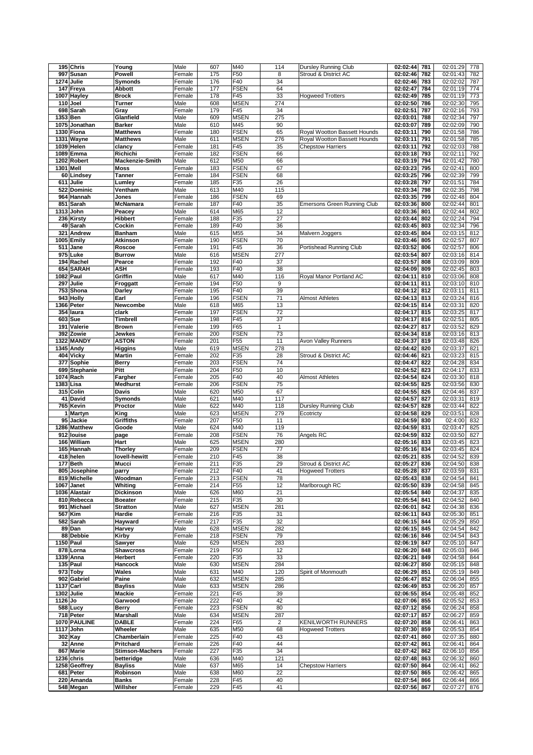| | | | | | | | | | | | |
|---|---|---|---|---|---|---|---|---|---|---|---|
| 195 | Chris | Young | Male | 607 | M40 | 114 | Dursley Running Club | 02:02:44 | 781 | 02:01:29 | 778 |
| 997 | Susan | Powell | Female | 175 | F50 | 8 | Stroud & District AC | 02:02:46 | 782 | 02:01:43 | 782 |
| 1274 | Julie | Symonds | Female | 176 | F40 | 34 | | 02:02:46 | 783 | 02:02:02 | 787 |
| 147 | Freya | Abbott | Female | 177 | FSEN | 64 | | 02:02:47 | 784 | 02:01:19 | 774 |
| 1007 | Hayley | Brock | Female | 178 | F45 | 33 | Hogweed Trotters | 02:02:49 | 785 | 02:01:19 | 773 |
| 110 | Joel | Turner | Male | 608 | MSEN | 274 | | 02:02:50 | 786 | 02:02:30 | 795 |
| 698 | Sarah | Gray | Female | 179 | F45 | 34 | | 02:02:51 | 787 | 02:02:16 | 793 |
| 1353 | Ben | Glanfield | Male | 609 | MSEN | 275 | | 02:03:01 | 788 | 02:02:34 | 797 |
| 1075 | Jonathan | Barker | Male | 610 | M45 | 90 | | 02:03:07 | 789 | 02:02:09 | 790 |
| 1330 | Fiona | Matthews | Female | 180 | FSEN | 65 | Royal Wootton Bassett Hounds | 02:03:11 | 790 | 02:01:58 | 786 |
| 1331 | Wayne | Matthews | Male | 611 | MSEN | 276 | Royal Wootton Bassett Hounds | 02:03:11 | 791 | 02:01:58 | 785 |
| 1039 | Helen | clancy | Female | 181 | F45 | 35 | Chepstow Harriers | 02:03:11 | 792 | 02:02:03 | 788 |
| 1089 | Emma | Richichi | Female | 182 | FSEN | 66 | | 02:03:18 | 793 | 02:02:11 | 792 |
| 1202 | Robert | Mackenzie-Smith | Male | 612 | M50 | 66 | | 02:03:19 | 794 | 02:01:42 | 780 |
| 1301 | Mell | Moss | Female | 183 | FSEN | 67 | | 02:03:23 | 795 | 02:02:41 | 800 |
| 60 | Lindsey | Tanner | Female | 184 | FSEN | 68 | | 02:03:25 | 796 | 02:02:39 | 799 |
| 611 | Julie | Lumley | Female | 185 | F35 | 26 | | 02:03:28 | 797 | 02:01:51 | 784 |
| 522 | Dominic | Ventham | Male | 613 | M40 | 115 | | 02:03:34 | 798 | 02:02:35 | 798 |
| 964 | Hannah | Jones | Female | 186 | FSEN | 69 | | 02:03:35 | 799 | 02:02:48 | 804 |
| 851 | Sarah | McNamara | Female | 187 | F40 | 35 | Emersons Green Running Club | 02:03:36 | 800 | 02:02:44 | 801 |
| 1313 | John | Peacey | Male | 614 | M65 | 12 | | 02:03:36 | 801 | 02:02:44 | 802 |
| 236 | Kirsty | Hibbert | Female | 188 | F35 | 27 | | 02:03:44 | 802 | 02:02:24 | 794 |
| 49 | Sarah | Cockin | Female | 189 | F40 | 36 | | 02:03:45 | 803 | 02:02:34 | 796 |
| 321 | Andrew | Banham | Male | 615 | M55 | 34 | Malvern Joggers | 02:03:45 | 804 | 02:03:15 | 812 |
| 1005 | Emily | Atkinson | Female | 190 | FSEN | 70 | | 02:03:46 | 805 | 02:02:57 | 807 |
| 511 | Jane | Roscoe | Female | 191 | F45 | 36 | Portishead Running Club | 02:03:52 | 806 | 02:02:57 | 806 |
| 975 | Luke | Burrow | Male | 616 | MSEN | 277 | | 02:03:54 | 807 | 02:03:16 | 814 |
| 194 | Rachel | Pearce | Female | 192 | F40 | 37 | | 02:03:57 | 808 | 02:03:09 | 809 |
| 654 | SARAH | ASH | Female | 193 | F40 | 38 | | 02:04:09 | 809 | 02:02:45 | 803 |
| 1082 | Paul | Griffin | Male | 617 | M40 | 116 | Royal Manor Portland AC | 02:04:11 | 810 | 02:03:06 | 808 |
| 297 | Julie | Froggatt | Female | 194 | F50 | 9 | | 02:04:11 | 811 | 02:03:10 | 810 |
| 753 | Shona | Darley | Female | 195 | F40 | 39 | | 02:04:12 | 812 | 02:03:11 | 811 |
| 943 | Holly | Earl | Female | 196 | FSEN | 71 | Almost Athletes | 02:04:13 | 813 | 02:03:24 | 816 |
| 1366 | Peter | Newcombe | Male | 618 | M65 | 13 | | 02:04:15 | 814 | 02:03:31 | 820 |
| 354 | laura | clark | Female | 197 | FSEN | 72 | | 02:04:17 | 815 | 02:03:25 | 817 |
| 603 | Sue | Timbrell | Female | 198 | F45 | 37 | | 02:04:17 | 816 | 02:02:51 | 805 |
| 191 | Valerie | Brown | Female | 199 | F65 | 1 | | 02:04:27 | 817 | 02:03:52 | 829 |
| 392 | Zowie | Jewkes | Female | 200 | FSEN | 73 | | 02:04:34 | 818 | 02:03:16 | 813 |
| 1322 | MANDY | ASTON | Female | 201 | F55 | 11 | Avon Valley Runners | 02:04:37 | 819 | 02:03:48 | 826 |
| 1345 | Andy | Higgins | Male | 619 | MSEN | 278 | | 02:04:42 | 820 | 02:03:37 | 821 |
| 404 | Vicky | Martin | Female | 202 | F35 | 28 | Stroud & District AC | 02:04:46 | 821 | 02:03:23 | 815 |
| 377 | Sophie | Berry | Female | 203 | FSEN | 74 | | 02:04:47 | 822 | 02:04:28 | 834 |
| 699 | Stephanie | Pitt | Female | 204 | F50 | 10 | | 02:04:52 | 823 | 02:04:17 | 833 |
| 1074 | Rach | Fargher | Female | 205 | F40 | 40 | Almost Athletes | 02:04:54 | 824 | 02:03:30 | 818 |
| 1383 | Lisa | Medhurst | Female | 206 | FSEN | 75 | | 02:04:55 | 825 | 02:03:56 | 830 |
| 315 | Colin | Davis | Male | 620 | M50 | 67 | | 02:04:55 | 826 | 02:04:46 | 837 |
| 41 | David | Symonds | Male | 621 | M40 | 117 | | 02:04:57 | 827 | 02:03:31 | 819 |
| 765 | Kevin | Proctor | Male | 622 | M40 | 118 | Dursley Running Club | 02:04:57 | 828 | 02:03:44 | 822 |
| 1 | Martyn | King | Male | 623 | MSEN | 279 | Ecotricty | 02:04:58 | 829 | 02:03:51 | 828 |
| 95 | Jackie | Griffiths | Female | 207 | F50 | 11 | | 02:04:59 | 830 | 02:4:00 | 832 |
| 1286 | Matthew | Goode | Male | 624 | M40 | 119 | | 02:04:59 | 831 | 02:03:47 | 825 |
| 912 | louise | page | Female | 208 | FSEN | 76 | Angels RC | 02:04:59 | 832 | 02:03:50 | 827 |
| 166 | William | Hart | Male | 625 | MSEN | 280 | | 02:05:16 | 833 | 02:03:45 | 823 |
| 165 | Hannah | Thorley | Female | 209 | FSEN | 77 | | 02:05:16 | 834 | 02:03:45 | 824 |
| 418 | helen | lovell-hewitt | Female | 210 | F45 | 38 | | 02:05:21 | 835 | 02:04:52 | 839 |
| 177 | Beth | Mucci | Female | 211 | F35 | 29 | Stroud & District AC | 02:05:27 | 836 | 02:04:50 | 838 |
| 805 | Josephine | parry | Female | 212 | F40 | 41 | Hogweed Trotters | 02:05:28 | 837 | 02:03:59 | 831 |
| 819 | Michelle | Woodman | Female | 213 | FSEN | 78 | | 02:05:43 | 838 | 02:04:54 | 841 |
| 1067 | Janet | Whiting | Female | 214 | F55 | 12 | Marlborough RC | 02:05:50 | 839 | 02:04:58 | 845 |
| 1036 | Alastair | Dickinson | Male | 626 | M60 | 21 | | 02:05:54 | 840 | 02:04:37 | 835 |
| 810 | Rebecca | Boeater | Female | 215 | F35 | 30 | | 02:05:54 | 841 | 02:04:52 | 840 |
| 991 | Michael | Stratton | Male | 627 | MSEN | 281 | | 02:06:01 | 842 | 02:04:38 | 836 |
| 567 | Kim | Hardie | Female | 216 | F35 | 31 | | 02:06:11 | 843 | 02:05:30 | 851 |
| 582 | Sarah | Hayward | Female | 217 | F35 | 32 | | 02:06:15 | 844 | 02:05:29 | 850 |
| 89 | Dan | Harvey | Male | 628 | MSEN | 282 | | 02:06:15 | 845 | 02:04:54 | 842 |
| 88 | Debbie | Kirby | Female | 218 | FSEN | 79 | | 02:06:16 | 846 | 02:04:54 | 843 |
| 1150 | Paul | Sawyer | Male | 629 | MSEN | 283 | | 02:06:19 | 847 | 02:05:10 | 847 |
| 878 | Lorna | Shawcross | Female | 219 | F50 | 12 | | 02:06:20 | 848 | 02:05:03 | 846 |
| 1339 | Anna | Herbert | Female | 220 | F35 | 33 | | 02:06:21 | 849 | 02:04:58 | 844 |
| 135 | Paul | Hancock | Male | 630 | MSEN | 284 | | 02:06:27 | 850 | 02:05:15 | 848 |
| 973 | Toby | Wales | Male | 631 | M40 | 120 | Spirit of Monmouth | 02:06:29 | 851 | 02:05:19 | 849 |
| 902 | Gabriel | Paine | Male | 632 | MSEN | 285 | | 02:06:47 | 852 | 02:06:04 | 855 |
| 1137 | Carl | Bayliss | Male | 633 | MSEN | 286 | | 02:06:49 | 853 | 02:06:20 | 857 |
| 1302 | Julie | Mackie | Female | 221 | F45 | 39 | | 02:06:55 | 854 | 02:05:48 | 852 |
| 1126 | Jo | Garwood | Female | 222 | F40 | 42 | | 02:07:06 | 855 | 02:05:52 | 853 |
| 588 | Lucy | Berry | Female | 223 | FSEN | 80 | | 02:07:12 | 856 | 02:06:24 | 858 |
| 718 | Peter | Marshall | Male | 634 | MSEN | 287 | | 02:07:17 | 857 | 02:06:27 | 859 |
| 1070 | PAULINE | DABLE | Female | 224 | F65 | 2 | KENILWORTH RUNNERS | 02:07:20 | 858 | 02:06:41 | 863 |
| 1117 | John | Wheeler | Male | 635 | M50 | 68 | Hogweed Trotters | 02:07:30 | 859 | 02:05:53 | 854 |
| 302 | Kay | Chamberlain | Female | 225 | F40 | 43 | | 02:07:41 | 860 | 02:07:35 | 880 |
| 32 | Anne | Pritchard | Female | 226 | F40 | 44 | | 02:07:42 | 861 | 02:06:41 | 864 |
| 867 | Marie | Stimson-Machers | Female | 227 | F35 | 34 | | 02:07:42 | 862 | 02:06:10 | 856 |
| 1236 | chris | betteridge | Male | 636 | M40 | 121 | | 02:07:48 | 863 | 02:06:32 | 860 |
| 1258 | Geoffrey | Bayliss | Male | 637 | M65 | 14 | Chepstow Harriers | 02:07:50 | 864 | 02:06:41 | 862 |
| 681 | Peter | Robinson | Male | 638 | M60 | 22 | | 02:07:50 | 865 | 02:06:42 | 865 |
| 220 | Amanda | Banks | Female | 228 | F45 | 40 | | 02:07:54 | 866 | 02:06:44 | 866 |
| 548 | Megan | Willsher | Female | 229 | F45 | 41 | | 02:07:56 | 867 | 02:07:27 | 876 |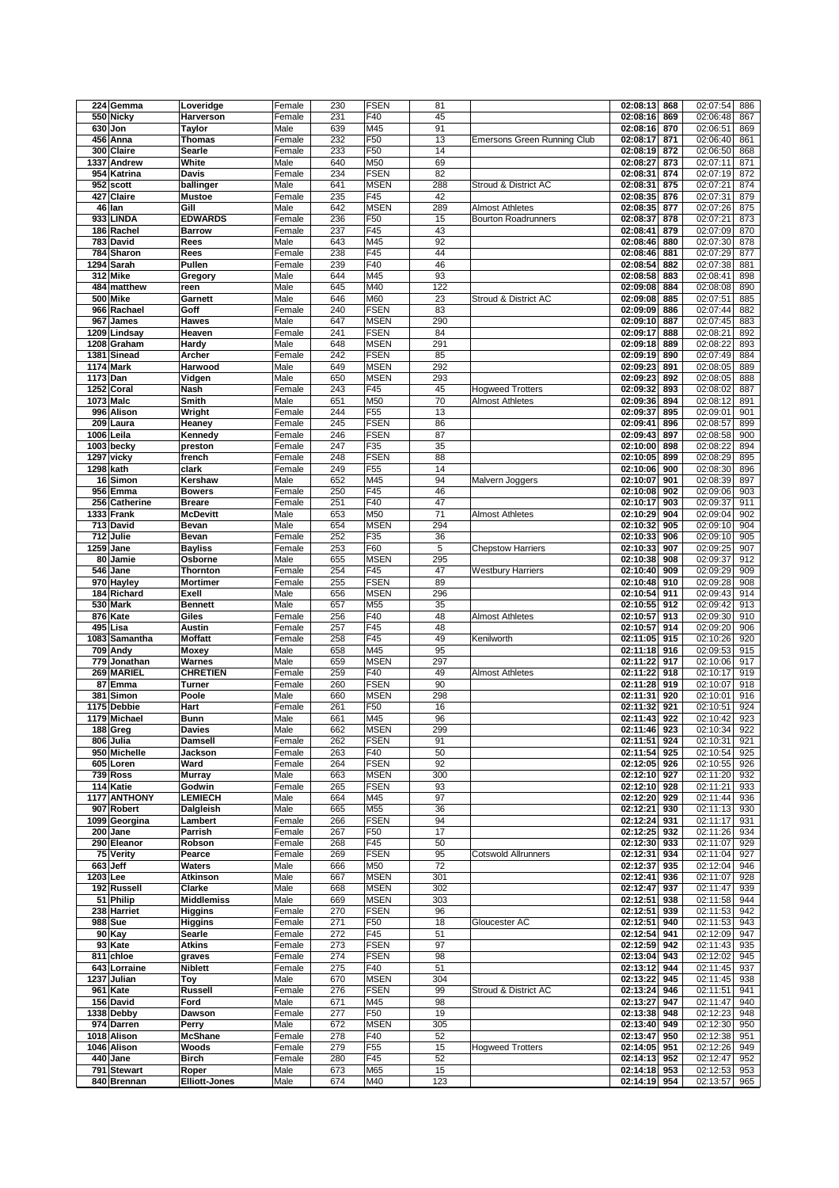| | | | | | | | | | | | |
|---|---|---|---|---|---|---|---|---|---|---|---|
| 224 | Gemma | Loveridge | Female | 230 | FSEN | 81 | | 02:08:13 | 868 | 02:07:54 | 886 |
| 550 | Nicky | Harverson | Female | 231 | F40 | 45 | | 02:08:16 | 869 | 02:06:48 | 867 |
| 630 | Jon | Taylor | Male | 639 | M45 | 91 | | 02:08:16 | 870 | 02:06:51 | 869 |
| 456 | Anna | Thomas | Female | 232 | F50 | 13 | Emersons Green Running Club | 02:08:17 | 871 | 02:06:40 | 861 |
| 300 | Claire | Searle | Female | 233 | F50 | 14 | | 02:08:19 | 872 | 02:06:50 | 868 |
| 1337 | Andrew | White | Male | 640 | M50 | 69 | | 02:08:27 | 873 | 02:07:11 | 871 |
| 954 | Katrina | Davis | Female | 234 | FSEN | 82 | | 02:08:31 | 874 | 02:07:19 | 872 |
| 952 | scott | ballinger | Male | 641 | MSEN | 288 | Stroud & District AC | 02:08:31 | 875 | 02:07:21 | 874 |
| 427 | Claire | Mustoe | Female | 235 | F45 | 42 | | 02:08:35 | 876 | 02:07:31 | 879 |
| 46 | Ian | Gill | Male | 642 | MSEN | 289 | Almost Athletes | 02:08:35 | 877 | 02:07:26 | 875 |
| 933 | LINDA | EDWARDS | Female | 236 | F50 | 15 | Bourton Roadrunners | 02:08:37 | 878 | 02:07:21 | 873 |
| 186 | Rachel | Barrow | Female | 237 | F45 | 43 | | 02:08:41 | 879 | 02:07:09 | 870 |
| 783 | David | Rees | Male | 643 | M45 | 92 | | 02:08:46 | 880 | 02:07:30 | 878 |
| 784 | Sharon | Rees | Female | 238 | F45 | 44 | | 02:08:46 | 881 | 02:07:29 | 877 |
| 1294 | Sarah | Pullen | Female | 239 | F40 | 46 | | 02:08:54 | 882 | 02:07:38 | 881 |
| 312 | Mike | Gregory | Male | 644 | M45 | 93 | | 02:08:58 | 883 | 02:08:41 | 898 |
| 484 | matthew | reen | Male | 645 | M40 | 122 | | 02:09:08 | 884 | 02:08:08 | 890 |
| 500 | Mike | Garnett | Male | 646 | M60 | 23 | Stroud & District AC | 02:09:08 | 885 | 02:07:51 | 885 |
| 966 | Rachael | Goff | Female | 240 | FSEN | 83 | | 02:09:09 | 886 | 02:07:44 | 882 |
| 967 | James | Hawes | Male | 647 | MSEN | 290 | | 02:09:10 | 887 | 02:07:45 | 883 |
| 1209 | Lindsay | Heaven | Female | 241 | FSEN | 84 | | 02:09:17 | 888 | 02:08:21 | 892 |
| 1208 | Graham | Hardy | Male | 648 | MSEN | 291 | | 02:09:18 | 889 | 02:08:22 | 893 |
| 1381 | Sinead | Archer | Female | 242 | FSEN | 85 | | 02:09:19 | 890 | 02:07:49 | 884 |
| 1174 | Mark | Harwood | Male | 649 | MSEN | 292 | | 02:09:23 | 891 | 02:08:05 | 889 |
| 1173 | Dan | Vidgen | Male | 650 | MSEN | 293 | | 02:09:23 | 892 | 02:08:05 | 888 |
| 1252 | Coral | Nash | Female | 243 | F45 | 45 | Hogweed Trotters | 02:09:32 | 893 | 02:08:02 | 887 |
| 1073 | Malc | Smith | Male | 651 | M50 | 70 | Almost Athletes | 02:09:36 | 894 | 02:08:12 | 891 |
| 996 | Alison | Wright | Female | 244 | F55 | 13 | | 02:09:37 | 895 | 02:09:01 | 901 |
| 209 | Laura | Heaney | Female | 245 | FSEN | 86 | | 02:09:41 | 896 | 02:08:57 | 899 |
| 1006 | Leila | Kennedy | Female | 246 | FSEN | 87 | | 02:09:43 | 897 | 02:08:58 | 900 |
| 1003 | becky | preston | Female | 247 | F35 | 35 | | 02:10:00 | 898 | 02:08:22 | 894 |
| 1297 | vicky | french | Female | 248 | FSEN | 88 | | 02:10:05 | 899 | 02:08:29 | 895 |
| 1298 | kath | clark | Female | 249 | F55 | 14 | | 02:10:06 | 900 | 02:08:30 | 896 |
| 16 | Simon | Kershaw | Male | 652 | M45 | 94 | Malvern Joggers | 02:10:07 | 901 | 02:08:39 | 897 |
| 956 | Emma | Bowers | Female | 250 | F45 | 46 | | 02:10:08 | 902 | 02:09:06 | 903 |
| 256 | Catherine | Breare | Female | 251 | F40 | 47 | | 02:10:17 | 903 | 02:09:37 | 911 |
| 1333 | Frank | McDevitt | Male | 653 | M50 | 71 | Almost Athletes | 02:10:29 | 904 | 02:09:04 | 902 |
| 713 | David | Bevan | Male | 654 | MSEN | 294 | | 02:10:32 | 905 | 02:09:10 | 904 |
| 712 | Julie | Bevan | Female | 252 | F35 | 36 | | 02:10:33 | 906 | 02:09:10 | 905 |
| 1259 | Jane | Bayliss | Female | 253 | F60 | 5 | Chepstow Harriers | 02:10:33 | 907 | 02:09:25 | 907 |
| 80 | Jamie | Osborne | Male | 655 | MSEN | 295 | | 02:10:38 | 908 | 02:09:37 | 912 |
| 546 | Jane | Thornton | Female | 254 | F45 | 47 | Westbury Harriers | 02:10:40 | 909 | 02:09:29 | 909 |
| 970 | Hayley | Mortimer | Female | 255 | FSEN | 89 | | 02:10:48 | 910 | 02:09:28 | 908 |
| 184 | Richard | Exell | Male | 656 | MSEN | 296 | | 02:10:54 | 911 | 02:09:43 | 914 |
| 530 | Mark | Bennett | Male | 657 | M55 | 35 | | 02:10:55 | 912 | 02:09:42 | 913 |
| 876 | Kate | Giles | Female | 256 | F40 | 48 | Almost Athletes | 02:10:57 | 913 | 02:09:30 | 910 |
| 495 | Lisa | Austin | Female | 257 | F45 | 48 | | 02:10:57 | 914 | 02:09:20 | 906 |
| 1083 | Samantha | Moffatt | Female | 258 | F45 | 49 | Kenilworth | 02:11:05 | 915 | 02:10:26 | 920 |
| 709 | Andy | Moxey | Male | 658 | M45 | 95 | | 02:11:18 | 916 | 02:09:53 | 915 |
| 779 | Jonathan | Warnes | Male | 659 | MSEN | 297 | | 02:11:22 | 917 | 02:10:06 | 917 |
| 269 | MARIEL | CHRETIEN | Female | 259 | F40 | 49 | Almost Athletes | 02:11:22 | 918 | 02:10:17 | 919 |
| 87 | Emma | Turner | Female | 260 | FSEN | 90 | | 02:11:28 | 919 | 02:10:07 | 918 |
| 381 | Simon | Poole | Male | 660 | MSEN | 298 | | 02:11:31 | 920 | 02:10:01 | 916 |
| 1175 | Debbie | Hart | Female | 261 | F50 | 16 | | 02:11:32 | 921 | 02:10:51 | 924 |
| 1179 | Michael | Bunn | Male | 661 | M45 | 96 | | 02:11:43 | 922 | 02:10:42 | 923 |
| 188 | Greg | Davies | Male | 662 | MSEN | 299 | | 02:11:46 | 923 | 02:10:34 | 922 |
| 806 | Julia | Damsell | Female | 262 | FSEN | 91 | | 02:11:51 | 924 | 02:10:31 | 921 |
| 950 | Michelle | Jackson | Female | 263 | F40 | 50 | | 02:11:54 | 925 | 02:10:54 | 925 |
| 605 | Loren | Ward | Female | 264 | FSEN | 92 | | 02:12:05 | 926 | 02:10:55 | 926 |
| 739 | Ross | Murray | Male | 663 | MSEN | 300 | | 02:12:10 | 927 | 02:11:20 | 932 |
| 114 | Katie | Godwin | Female | 265 | FSEN | 93 | | 02:12:10 | 928 | 02:11:21 | 933 |
| 1177 | ANTHONY | LEMIECH | Male | 664 | M45 | 97 | | 02:12:20 | 929 | 02:11:44 | 936 |
| 907 | Robert | Dalgleish | Male | 665 | M55 | 36 | | 02:12:21 | 930 | 02:11:13 | 930 |
| 1099 | Georgina | Lambert | Female | 266 | FSEN | 94 | | 02:12:24 | 931 | 02:11:17 | 931 |
| 200 | Jane | Parrish | Female | 267 | F50 | 17 | | 02:12:25 | 932 | 02:11:26 | 934 |
| 290 | Eleanor | Robson | Female | 268 | F45 | 50 | | 02:12:30 | 933 | 02:11:07 | 929 |
| 75 | Verity | Pearce | Female | 269 | FSEN | 95 | Cotswold Allrunners | 02:12:31 | 934 | 02:11:04 | 927 |
| 663 | Jeff | Waters | Male | 666 | M50 | 72 | | 02:12:37 | 935 | 02:12:04 | 946 |
| 1203 | Lee | Atkinson | Male | 667 | MSEN | 301 | | 02:12:41 | 936 | 02:11:07 | 928 |
| 192 | Russell | Clarke | Male | 668 | MSEN | 302 | | 02:12:47 | 937 | 02:11:47 | 939 |
| 51 | Philip | Middlemiss | Male | 669 | MSEN | 303 | | 02:12:51 | 938 | 02:11:58 | 944 |
| 238 | Harriet | Higgins | Female | 270 | FSEN | 96 | | 02:12:51 | 939 | 02:11:53 | 942 |
| 988 | Sue | Higgins | Female | 271 | F50 | 18 | Gloucester AC | 02:12:51 | 940 | 02:11:53 | 943 |
| 90 | Kay | Searle | Female | 272 | F45 | 51 | | 02:12:54 | 941 | 02:12:09 | 947 |
| 93 | Kate | Atkins | Female | 273 | FSEN | 97 | | 02:12:59 | 942 | 02:11:43 | 935 |
| 811 | chloe | graves | Female | 274 | FSEN | 98 | | 02:13:04 | 943 | 02:12:02 | 945 |
| 643 | Lorraine | Niblett | Female | 275 | F40 | 51 | | 02:13:12 | 944 | 02:11:45 | 937 |
| 1237 | Julian | Toy | Male | 670 | MSEN | 304 | | 02:13:22 | 945 | 02:11:45 | 938 |
| 961 | Kate | Russell | Female | 276 | FSEN | 99 | Stroud & District AC | 02:13:24 | 946 | 02:11:51 | 941 |
| 156 | David | Ford | Male | 671 | M45 | 98 | | 02:13:27 | 947 | 02:11:47 | 940 |
| 1338 | Debby | Dawson | Female | 277 | F50 | 19 | | 02:13:38 | 948 | 02:12:23 | 948 |
| 974 | Darren | Perry | Male | 672 | MSEN | 305 | | 02:13:40 | 949 | 02:12:30 | 950 |
| 1018 | Alison | McShane | Female | 278 | F40 | 52 | | 02:13:47 | 950 | 02:12:38 | 951 |
| 1046 | Alison | Woods | Female | 279 | F55 | 15 | Hogweed Trotters | 02:14:05 | 951 | 02:12:26 | 949 |
| 440 | Jane | Birch | Female | 280 | F45 | 52 | | 02:14:13 | 952 | 02:12:47 | 952 |
| 791 | Stewart | Roper | Male | 673 | M65 | 15 | | 02:14:18 | 953 | 02:12:53 | 953 |
| 840 | Brennan | Elliott-Jones | Male | 674 | M40 | 123 | | 02:14:19 | 954 | 02:13:57 | 965 |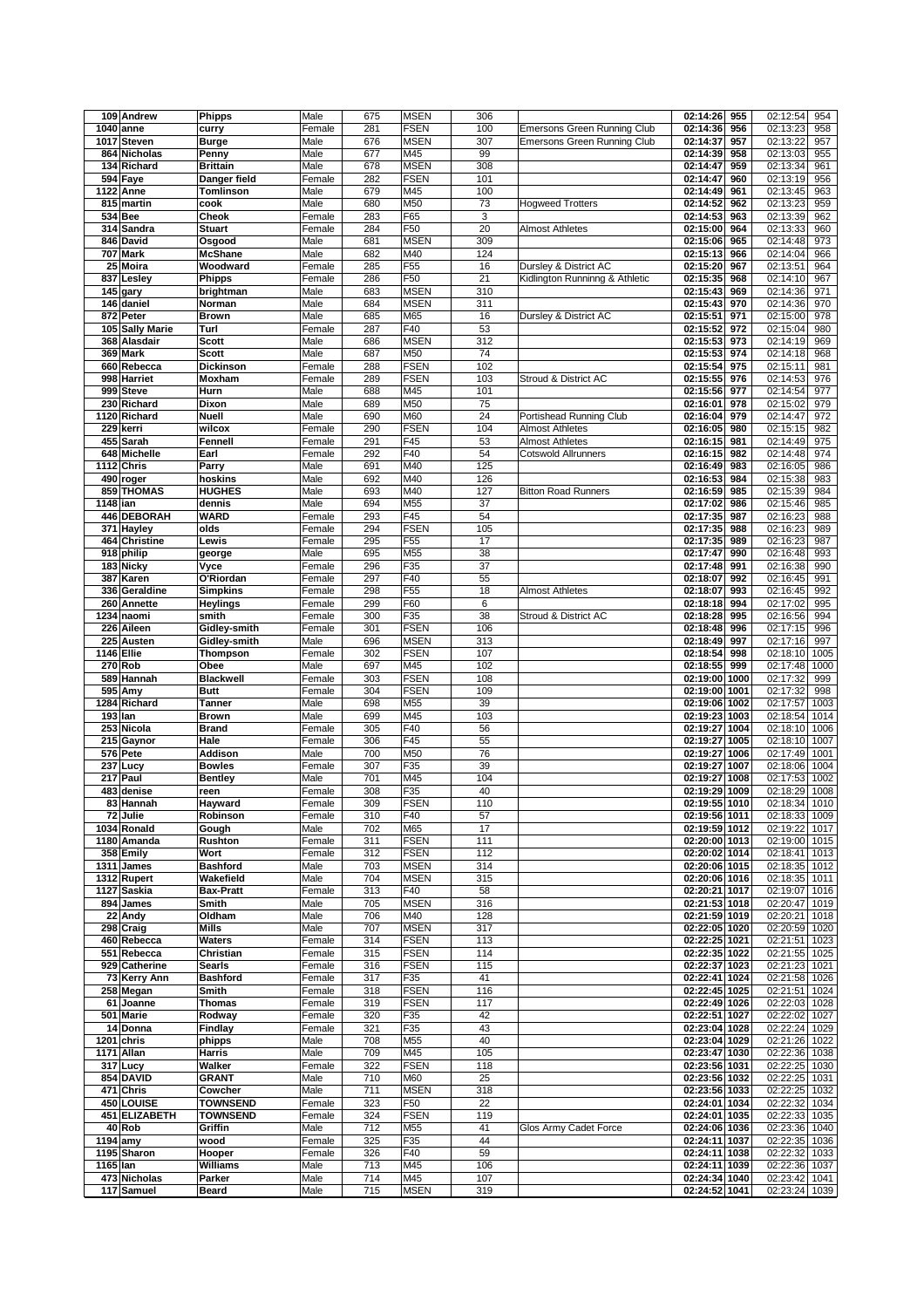| | | | | | | | | | | | |
|---|---|---|---|---|---|---|---|---|---|---|---|
| 109 | Andrew | Phipps | Male | 675 | MSEN | 306 | | 02:14:26 | 955 | 02:12:54 | 954 |
| 1040 | anne | curry | Female | 281 | FSEN | 100 | Emersons Green Running Club | 02:14:36 | 956 | 02:13:23 | 958 |
| 1017 | Steven | Burge | Male | 676 | MSEN | 307 | Emersons Green Running Club | 02:14:37 | 957 | 02:13:22 | 957 |
| 864 | Nicholas | Penny | Male | 677 | M45 | 99 | | 02:14:39 | 958 | 02:13:03 | 955 |
| 134 | Richard | Brittain | Male | 678 | MSEN | 308 | | 02:14:47 | 959 | 02:13:34 | 961 |
| 594 | Faye | Danger field | Female | 282 | FSEN | 101 | | 02:14:47 | 960 | 02:13:19 | 956 |
| 1122 | Anne | Tomlinson | Male | 679 | M45 | 100 | | 02:14:49 | 961 | 02:13:45 | 963 |
| 815 | martin | cook | Male | 680 | M50 | 73 | Hogweed Trotters | 02:14:52 | 962 | 02:13:23 | 959 |
| 534 | Bee | Cheok | Female | 283 | F65 | 3 | | 02:14:53 | 963 | 02:13:39 | 962 |
| 314 | Sandra | Stuart | Female | 284 | F50 | 20 | Almost Athletes | 02:15:00 | 964 | 02:13:33 | 960 |
| 846 | David | Osgood | Male | 681 | MSEN | 309 | | 02:15:06 | 965 | 02:14:48 | 973 |
| 707 | Mark | McShane | Male | 682 | M40 | 124 | | 02:15:13 | 966 | 02:14:04 | 966 |
| 25 | Moira | Woodward | Female | 285 | F55 | 16 | Dursley & District AC | 02:15:20 | 967 | 02:13:51 | 964 |
| 837 | Lesley | Phipps | Female | 286 | F50 | 21 | Kidlington Runninng & Athletic | 02:15:35 | 968 | 02:14:10 | 967 |
| 145 | gary | brightman | Male | 683 | MSEN | 310 | | 02:15:43 | 969 | 02:14:36 | 971 |
| 146 | daniel | Norman | Male | 684 | MSEN | 311 | | 02:15:43 | 970 | 02:14:36 | 970 |
| 872 | Peter | Brown | Male | 685 | M65 | 16 | Dursley & District AC | 02:15:51 | 971 | 02:15:00 | 978 |
| 105 | Sally Marie | Turl | Female | 287 | F40 | 53 | | 02:15:52 | 972 | 02:15:04 | 980 |
| 368 | Alasdair | Scott | Male | 686 | MSEN | 312 | | 02:15:53 | 973 | 02:14:19 | 969 |
| 369 | Mark | Scott | Male | 687 | M50 | 74 | | 02:15:53 | 974 | 02:14:18 | 968 |
| 660 | Rebecca | Dickinson | Female | 288 | FSEN | 102 | | 02:15:54 | 975 | 02:15:11 | 981 |
| 998 | Harriet | Moxham | Female | 289 | FSEN | 103 | Stroud & District AC | 02:15:55 | 976 | 02:14:53 | 976 |
| 999 | Steve | Hurn | Male | 688 | M45 | 101 | | 02:15:56 | 977 | 02:14:54 | 977 |
| 230 | Richard | Dixon | Male | 689 | M50 | 75 | | 02:16:01 | 978 | 02:15:02 | 979 |
| 1120 | Richard | Nuell | Male | 690 | M60 | 24 | Portishead Running Club | 02:16:04 | 979 | 02:14:47 | 972 |
| 229 | kerri | wilcox | Female | 290 | FSEN | 104 | Almost Athletes | 02:16:05 | 980 | 02:15:15 | 982 |
| 455 | Sarah | Fennell | Female | 291 | F45 | 53 | Almost Athletes | 02:16:15 | 981 | 02:14:49 | 975 |
| 648 | Michelle | Earl | Female | 292 | F40 | 54 | Cotswold Allrunners | 02:16:15 | 982 | 02:14:48 | 974 |
| 1112 | Chris | Parry | Male | 691 | M40 | 125 | | 02:16:49 | 983 | 02:16:05 | 986 |
| 490 | roger | hoskins | Male | 692 | M40 | 126 | | 02:16:53 | 984 | 02:15:38 | 983 |
| 859 | THOMAS | HUGHES | Male | 693 | M40 | 127 | Bitton Road Runners | 02:16:59 | 985 | 02:15:39 | 984 |
| 1148 | ian | dennis | Male | 694 | M55 | 37 | | 02:17:02 | 986 | 02:15:46 | 985 |
| 446 | DEBORAH | WARD | Female | 293 | F45 | 54 | | 02:17:35 | 987 | 02:16:23 | 988 |
| 371 | Hayley | olds | Female | 294 | FSEN | 105 | | 02:17:35 | 988 | 02:16:23 | 989 |
| 464 | Christine | Lewis | Female | 295 | F55 | 17 | | 02:17:35 | 989 | 02:16:23 | 987 |
| 918 | philip | george | Male | 695 | M55 | 38 | | 02:17:47 | 990 | 02:16:48 | 993 |
| 183 | Nicky | Vyce | Female | 296 | F35 | 37 | | 02:17:48 | 991 | 02:16:38 | 990 |
| 387 | Karen | O'Riordan | Female | 297 | F40 | 55 | | 02:18:07 | 992 | 02:16:45 | 991 |
| 336 | Geraldine | Simpkins | Female | 298 | F55 | 18 | Almost Athletes | 02:18:07 | 993 | 02:16:45 | 992 |
| 260 | Annette | Heylings | Female | 299 | F60 | 6 | | 02:18:18 | 994 | 02:17:02 | 995 |
| 1234 | naomi | smith | Female | 300 | F35 | 38 | Stroud & District AC | 02:18:28 | 995 | 02:16:56 | 994 |
| 226 | Aileen | Gidley-smith | Female | 301 | FSEN | 106 | | 02:18:48 | 996 | 02:17:15 | 996 |
| 225 | Austen | Gidley-smith | Male | 696 | MSEN | 313 | | 02:18:49 | 997 | 02:17:16 | 997 |
| 1146 | Ellie | Thompson | Female | 302 | FSEN | 107 | | 02:18:54 | 998 | 02:18:10 | 1005 |
| 270 | Rob | Obee | Male | 697 | M45 | 102 | | 02:18:55 | 999 | 02:17:48 | 1000 |
| 589 | Hannah | Blackwell | Female | 303 | FSEN | 108 | | 02:19:00 | 1000 | 02:17:32 | 999 |
| 595 | Amy | Butt | Female | 304 | FSEN | 109 | | 02:19:00 | 1001 | 02:17:32 | 998 |
| 1284 | Richard | Tanner | Male | 698 | M55 | 39 | | 02:19:06 | 1002 | 02:17:57 | 1003 |
| 193 | Ian | Brown | Male | 699 | M45 | 103 | | 02:19:23 | 1003 | 02:18:54 | 1014 |
| 253 | Nicola | Brand | Female | 305 | F40 | 56 | | 02:19:27 | 1004 | 02:18:10 | 1006 |
| 215 | Gaynor | Hale | Female | 306 | F45 | 55 | | 02:19:27 | 1005 | 02:18:10 | 1007 |
| 576 | Pete | Addison | Male | 700 | M50 | 76 | | 02:19:27 | 1006 | 02:17:49 | 1001 |
| 237 | Lucy | Bowles | Female | 307 | F35 | 39 | | 02:19:27 | 1007 | 02:18:06 | 1004 |
| 217 | Paul | Bentley | Male | 701 | M45 | 104 | | 02:19:27 | 1008 | 02:17:53 | 1002 |
| 483 | denise | reen | Female | 308 | F35 | 40 | | 02:19:29 | 1009 | 02:18:29 | 1008 |
| 83 | Hannah | Hayward | Female | 309 | FSEN | 110 | | 02:19:55 | 1010 | 02:18:34 | 1010 |
| 72 | Julie | Robinson | Female | 310 | F40 | 57 | | 02:19:56 | 1011 | 02:18:33 | 1009 |
| 1034 | Ronald | Gough | Male | 702 | M65 | 17 | | 02:19:59 | 1012 | 02:19:22 | 1017 |
| 1180 | Amanda | Rushton | Female | 311 | FSEN | 111 | | 02:20:00 | 1013 | 02:19:00 | 1015 |
| 358 | Emily | Wort | Female | 312 | FSEN | 112 | | 02:20:02 | 1014 | 02:18:41 | 1013 |
| 1311 | James | Bashford | Male | 703 | MSEN | 314 | | 02:20:06 | 1015 | 02:18:35 | 1012 |
| 1312 | Rupert | Wakefield | Male | 704 | MSEN | 315 | | 02:20:06 | 1016 | 02:18:35 | 1011 |
| 1127 | Saskia | Bax-Pratt | Female | 313 | F40 | 58 | | 02:20:21 | 1017 | 02:19:07 | 1016 |
| 894 | James | Smith | Male | 705 | MSEN | 316 | | 02:21:53 | 1018 | 02:20:47 | 1019 |
| 22 | Andy | Oldham | Male | 706 | M40 | 128 | | 02:21:59 | 1019 | 02:20:21 | 1018 |
| 298 | Craig | Mills | Male | 707 | MSEN | 317 | | 02:22:05 | 1020 | 02:20:59 | 1020 |
| 460 | Rebecca | Waters | Female | 314 | FSEN | 113 | | 02:22:25 | 1021 | 02:21:51 | 1023 |
| 551 | Rebecca | Christian | Female | 315 | FSEN | 114 | | 02:22:35 | 1022 | 02:21:55 | 1025 |
| 929 | Catherine | Searls | Female | 316 | FSEN | 115 | | 02:22:37 | 1023 | 02:21:23 | 1021 |
| 73 | Kerry Ann | Bashford | Female | 317 | F35 | 41 | | 02:22:41 | 1024 | 02:21:58 | 1026 |
| 258 | Megan | Smith | Female | 318 | FSEN | 116 | | 02:22:45 | 1025 | 02:21:51 | 1024 |
| 61 | Joanne | Thomas | Female | 319 | FSEN | 117 | | 02:22:49 | 1026 | 02:22:03 | 1028 |
| 501 | Marie | Rodway | Female | 320 | F35 | 42 | | 02:22:51 | 1027 | 02:22:02 | 1027 |
| 14 | Donna | Findlay | Female | 321 | F35 | 43 | | 02:23:04 | 1028 | 02:22:24 | 1029 |
| 1201 | chris | phipps | Male | 708 | M55 | 40 | | 02:23:04 | 1029 | 02:21:26 | 1022 |
| 1171 | Allan | Harris | Male | 709 | M45 | 105 | | 02:23:47 | 1030 | 02:22:36 | 1038 |
| 317 | Lucy | Walker | Female | 322 | FSEN | 118 | | 02:23:56 | 1031 | 02:22:25 | 1030 |
| 854 | DAVID | GRANT | Male | 710 | M60 | 25 | | 02:23:56 | 1032 | 02:22:25 | 1031 |
| 471 | Chris | Cowcher | Male | 711 | MSEN | 318 | | 02:23:56 | 1033 | 02:22:25 | 1032 |
| 450 | LOUISE | TOWNSEND | Female | 323 | F50 | 22 | | 02:24:01 | 1034 | 02:22:32 | 1034 |
| 451 | ELIZABETH | TOWNSEND | Female | 324 | FSEN | 119 | | 02:24:01 | 1035 | 02:22:33 | 1035 |
| 40 | Rob | Griffin | Male | 712 | M55 | 41 | Glos Army Cadet Force | 02:24:06 | 1036 | 02:23:36 | 1040 |
| 1194 | amy | wood | Female | 325 | F35 | 44 | | 02:24:11 | 1037 | 02:22:35 | 1036 |
| 1195 | Sharon | Hooper | Female | 326 | F40 | 59 | | 02:24:11 | 1038 | 02:22:32 | 1033 |
| 1165 | Ian | Williams | Male | 713 | M45 | 106 | | 02:24:11 | 1039 | 02:22:36 | 1037 |
| 473 | Nicholas | Parker | Male | 714 | M45 | 107 | | 02:24:34 | 1040 | 02:23:42 | 1041 |
| 117 | Samuel | Beard | Male | 715 | MSEN | 319 | | 02:24:52 | 1041 | 02:23:24 | 1039 |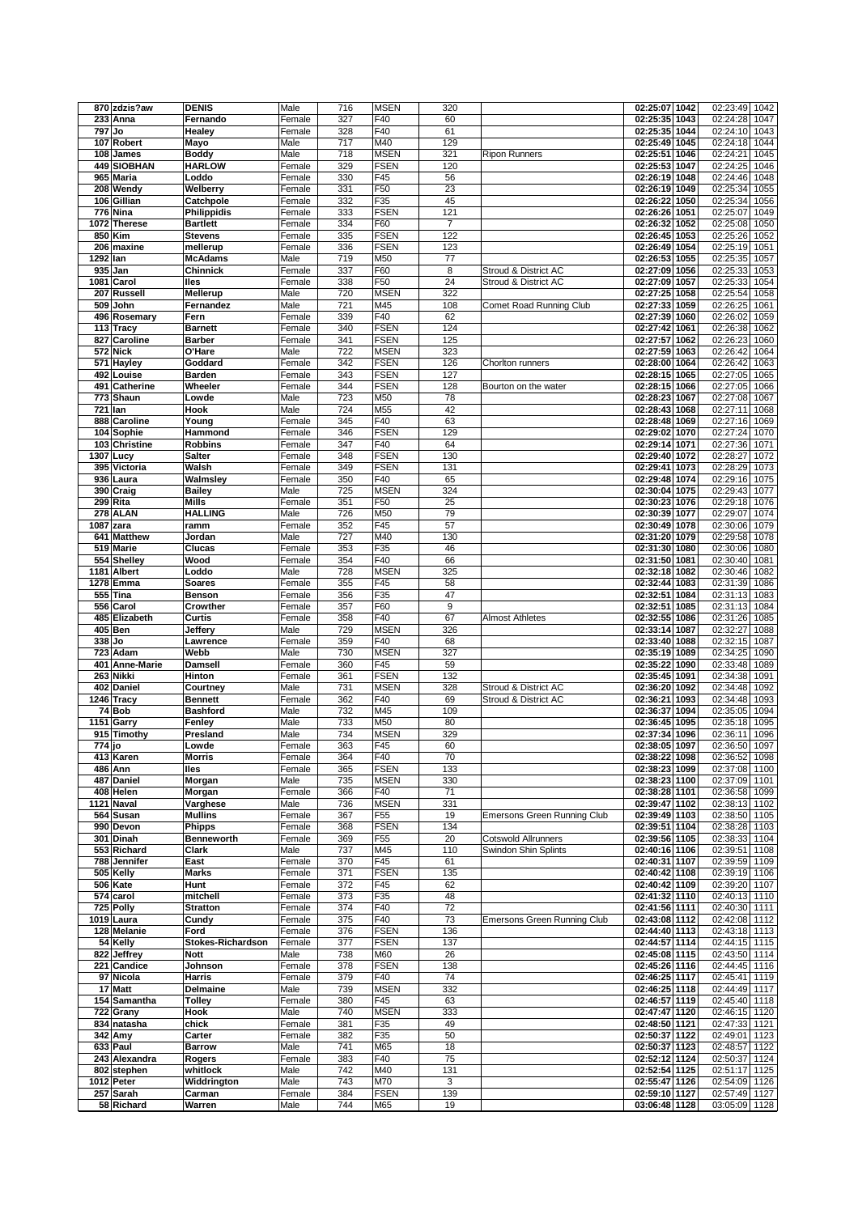| | | | | | | | | | | | |
|---|---|---|---|---|---|---|---|---|---|---|---|
| 870 | zdzis?aw | DENIS | Male | 716 | MSEN | 320 | | 02:25:07 | 1042 | 02:23:49 | 1042 |
| 233 | Anna | Fernando | Female | 327 | F40 | 60 | | 02:25:35 | 1043 | 02:24:28 | 1047 |
| 797 | Jo | Healey | Female | 328 | F40 | 61 | | 02:25:35 | 1044 | 02:24:10 | 1043 |
| 107 | Robert | Mayo | Male | 717 | M40 | 129 | | 02:25:49 | 1045 | 02:24:18 | 1044 |
| 108 | James | Boddy | Male | 718 | MSEN | 321 | Ripon Runners | 02:25:51 | 1046 | 02:24:21 | 1045 |
| 449 | SIOBHAN | HARLOW | Female | 329 | FSEN | 120 | | 02:25:53 | 1047 | 02:24:25 | 1046 |
| 965 | Maria | Loddo | Female | 330 | F45 | 56 | | 02:26:19 | 1048 | 02:24:46 | 1048 |
| 208 | Wendy | Welberry | Female | 331 | F50 | 23 | | 02:26:19 | 1049 | 02:25:34 | 1055 |
| 106 | Gillian | Catchpole | Female | 332 | F35 | 45 | | 02:26:22 | 1050 | 02:25:34 | 1056 |
| 776 | Nina | Philippidis | Female | 333 | FSEN | 121 | | 02:26:26 | 1051 | 02:25:07 | 1049 |
| 1072 | Therese | Bartlett | Female | 334 | F60 | 7 | | 02:26:32 | 1052 | 02:25:08 | 1050 |
| 850 | Kim | Stevens | Female | 335 | FSEN | 122 | | 02:26:45 | 1053 | 02:25:26 | 1052 |
| 206 | maxine | mellerup | Female | 336 | FSEN | 123 | | 02:26:49 | 1054 | 02:25:19 | 1051 |
| 1292 | Ian | McAdams | Male | 719 | M50 | 77 | | 02:26:53 | 1055 | 02:25:35 | 1057 |
| 935 | Jan | Chinnick | Female | 337 | F60 | 8 | Stroud & District AC | 02:27:09 | 1056 | 02:25:33 | 1053 |
| 1081 | Carol | Iles | Female | 338 | F50 | 24 | Stroud & District AC | 02:27:09 | 1057 | 02:25:33 | 1054 |
| 207 | Russell | Mellerup | Male | 720 | MSEN | 322 | | 02:27:25 | 1058 | 02:25:54 | 1058 |
| 509 | John | Fernandez | Male | 721 | M45 | 108 | Comet Road Running Club | 02:27:33 | 1059 | 02:26:25 | 1061 |
| 496 | Rosemary | Fern | Female | 339 | F40 | 62 | | 02:27:39 | 1060 | 02:26:02 | 1059 |
| 113 | Tracy | Barnett | Female | 340 | FSEN | 124 | | 02:27:42 | 1061 | 02:26:38 | 1062 |
| 827 | Caroline | Barber | Female | 341 | FSEN | 125 | | 02:27:57 | 1062 | 02:26:23 | 1060 |
| 572 | Nick | O'Hare | Male | 722 | MSEN | 323 | | 02:27:59 | 1063 | 02:26:42 | 1064 |
| 571 | Hayley | Goddard | Female | 342 | FSEN | 126 | Chorlton runners | 02:28:00 | 1064 | 02:26:42 | 1063 |
| 492 | Louise | Barden | Female | 343 | FSEN | 127 | | 02:28:15 | 1065 | 02:27:05 | 1065 |
| 491 | Catherine | Wheeler | Female | 344 | FSEN | 128 | Bourton on the water | 02:28:15 | 1066 | 02:27:05 | 1066 |
| 773 | Shaun | Lowde | Male | 723 | M50 | 78 | | 02:28:23 | 1067 | 02:27:08 | 1067 |
| 721 | Ian | Hook | Male | 724 | M55 | 42 | | 02:28:43 | 1068 | 02:27:11 | 1068 |
| 888 | Caroline | Young | Female | 345 | F40 | 63 | | 02:28:48 | 1069 | 02:27:16 | 1069 |
| 104 | Sophie | Hammond | Female | 346 | FSEN | 129 | | 02:29:02 | 1070 | 02:27:24 | 1070 |
| 103 | Christine | Robbins | Female | 347 | F40 | 64 | | 02:29:14 | 1071 | 02:27:36 | 1071 |
| 1307 | Lucy | Salter | Female | 348 | FSEN | 130 | | 02:29:40 | 1072 | 02:28:27 | 1072 |
| 395 | Victoria | Walsh | Female | 349 | FSEN | 131 | | 02:29:41 | 1073 | 02:28:29 | 1073 |
| 936 | Laura | Walmsley | Female | 350 | F40 | 65 | | 02:29:48 | 1074 | 02:29:16 | 1075 |
| 390 | Craig | Bailey | Male | 725 | MSEN | 324 | | 02:30:04 | 1075 | 02:29:43 | 1077 |
| 299 | Rita | Mills | Female | 351 | F50 | 25 | | 02:30:23 | 1076 | 02:29:18 | 1076 |
| 278 | ALAN | HALLING | Male | 726 | M50 | 79 | | 02:30:39 | 1077 | 02:29:07 | 1074 |
| 1087 | zara | ramm | Female | 352 | F45 | 57 | | 02:30:49 | 1078 | 02:30:06 | 1079 |
| 641 | Matthew | Jordan | Male | 727 | M40 | 130 | | 02:31:20 | 1079 | 02:29:58 | 1078 |
| 519 | Marie | Clucas | Female | 353 | F35 | 46 | | 02:31:30 | 1080 | 02:30:06 | 1080 |
| 554 | Shelley | Wood | Female | 354 | F40 | 66 | | 02:31:50 | 1081 | 02:30:40 | 1081 |
| 1181 | Albert | Loddo | Male | 728 | MSEN | 325 | | 02:32:18 | 1082 | 02:30:46 | 1082 |
| 1278 | Emma | Soares | Female | 355 | F45 | 58 | | 02:32:44 | 1083 | 02:31:39 | 1086 |
| 555 | Tina | Benson | Female | 356 | F35 | 47 | | 02:32:51 | 1084 | 02:31:13 | 1083 |
| 556 | Carol | Crowther | Female | 357 | F60 | 9 | | 02:32:51 | 1085 | 02:31:13 | 1084 |
| 485 | Elizabeth | Curtis | Female | 358 | F40 | 67 | Almost Athletes | 02:32:55 | 1086 | 02:31:26 | 1085 |
| 405 | Ben | Jeffery | Male | 729 | MSEN | 326 | | 02:33:14 | 1087 | 02:32:27 | 1088 |
| 338 | Jo | Lawrence | Female | 359 | F40 | 68 | | 02:33:40 | 1088 | 02:32:15 | 1087 |
| 723 | Adam | Webb | Male | 730 | MSEN | 327 | | 02:35:19 | 1089 | 02:34:25 | 1090 |
| 401 | Anne-Marie | Damsell | Female | 360 | F45 | 59 | | 02:35:22 | 1090 | 02:33:48 | 1089 |
| 263 | Nikki | Hinton | Female | 361 | FSEN | 132 | | 02:35:45 | 1091 | 02:34:38 | 1091 |
| 402 | Daniel | Courtney | Male | 731 | MSEN | 328 | Stroud & District AC | 02:36:20 | 1092 | 02:34:48 | 1092 |
| 1246 | Tracy | Bennett | Female | 362 | F40 | 69 | Stroud & District AC | 02:36:21 | 1093 | 02:34:48 | 1093 |
| 74 | Bob | Bashford | Male | 732 | M45 | 109 | | 02:36:37 | 1094 | 02:35:05 | 1094 |
| 1151 | Garry | Fenley | Male | 733 | M50 | 80 | | 02:36:45 | 1095 | 02:35:18 | 1095 |
| 915 | Timothy | Presland | Male | 734 | MSEN | 329 | | 02:37:34 | 1096 | 02:36:11 | 1096 |
| 774 | jo | Lowde | Female | 363 | F45 | 60 | | 02:38:05 | 1097 | 02:36:50 | 1097 |
| 413 | Karen | Morris | Female | 364 | F40 | 70 | | 02:38:22 | 1098 | 02:36:52 | 1098 |
| 486 | Ann | Iles | Female | 365 | FSEN | 133 | | 02:38:23 | 1099 | 02:37:08 | 1100 |
| 487 | Daniel | Morgan | Male | 735 | MSEN | 330 | | 02:38:23 | 1100 | 02:37:09 | 1101 |
| 408 | Helen | Morgan | Female | 366 | F40 | 71 | | 02:38:28 | 1101 | 02:36:58 | 1099 |
| 1121 | Naval | Varghese | Male | 736 | MSEN | 331 | | 02:39:47 | 1102 | 02:38:13 | 1102 |
| 564 | Susan | Mullins | Female | 367 | F55 | 19 | Emersons Green Running Club | 02:39:49 | 1103 | 02:38:50 | 1105 |
| 990 | Devon | Phipps | Female | 368 | FSEN | 134 | | 02:39:51 | 1104 | 02:38:28 | 1103 |
| 301 | Dinah | Benneworth | Female | 369 | F55 | 20 | Cotswold Allrunners | 02:39:56 | 1105 | 02:38:33 | 1104 |
| 553 | Richard | Clark | Male | 737 | M45 | 110 | Swindon Shin Splints | 02:40:16 | 1106 | 02:39:51 | 1108 |
| 788 | Jennifer | East | Female | 370 | F45 | 61 | | 02:40:31 | 1107 | 02:39:59 | 1109 |
| 505 | Kelly | Marks | Female | 371 | FSEN | 135 | | 02:40:42 | 1108 | 02:39:19 | 1106 |
| 506 | Kate | Hunt | Female | 372 | F45 | 62 | | 02:40:42 | 1109 | 02:39:20 | 1107 |
| 574 | carol | mitchell | Female | 373 | F35 | 48 | | 02:41:32 | 1110 | 02:40:13 | 1110 |
| 725 | Polly | Stratton | Female | 374 | F40 | 72 | | 02:41:56 | 1111 | 02:40:30 | 1111 |
| 1019 | Laura | Cundy | Female | 375 | F40 | 73 | Emersons Green Running Club | 02:43:08 | 1112 | 02:42:08 | 1112 |
| 128 | Melanie | Ford | Female | 376 | FSEN | 136 | | 02:44:40 | 1113 | 02:43:18 | 1113 |
| 54 | Kelly | Stokes-Richardson | Female | 377 | FSEN | 137 | | 02:44:57 | 1114 | 02:44:15 | 1115 |
| 822 | Jeffrey | Nott | Male | 738 | M60 | 26 | | 02:45:08 | 1115 | 02:43:50 | 1114 |
| 221 | Candice | Johnson | Female | 378 | FSEN | 138 | | 02:45:26 | 1116 | 02:44:45 | 1116 |
| 97 | Nicola | Harris | Female | 379 | F40 | 74 | | 02:46:25 | 1117 | 02:45:41 | 1119 |
| 17 | Matt | Delmaine | Male | 739 | MSEN | 332 | | 02:46:25 | 1118 | 02:44:49 | 1117 |
| 154 | Samantha | Tolley | Female | 380 | F45 | 63 | | 02:46:57 | 1119 | 02:45:40 | 1118 |
| 722 | Grany | Hook | Male | 740 | MSEN | 333 | | 02:47:47 | 1120 | 02:46:15 | 1120 |
| 834 | natasha | chick | Female | 381 | F35 | 49 | | 02:48:50 | 1121 | 02:47:33 | 1121 |
| 342 | Amy | Carter | Female | 382 | F35 | 50 | | 02:50:37 | 1122 | 02:49:01 | 1123 |
| 633 | Paul | Barrow | Male | 741 | M65 | 18 | | 02:50:37 | 1123 | 02:48:57 | 1122 |
| 243 | Alexandra | Rogers | Female | 383 | F40 | 75 | | 02:52:12 | 1124 | 02:50:37 | 1124 |
| 802 | stephen | whitlock | Male | 742 | M40 | 131 | | 02:52:54 | 1125 | 02:51:17 | 1125 |
| 1012 | Peter | Widdrington | Male | 743 | M70 | 3 | | 02:55:47 | 1126 | 02:54:09 | 1126 |
| 257 | Sarah | Carman | Female | 384 | FSEN | 139 | | 02:59:10 | 1127 | 02:57:49 | 1127 |
| 58 | Richard | Warren | Male | 744 | M65 | 19 | | 03:06:48 | 1128 | 03:05:09 | 1128 |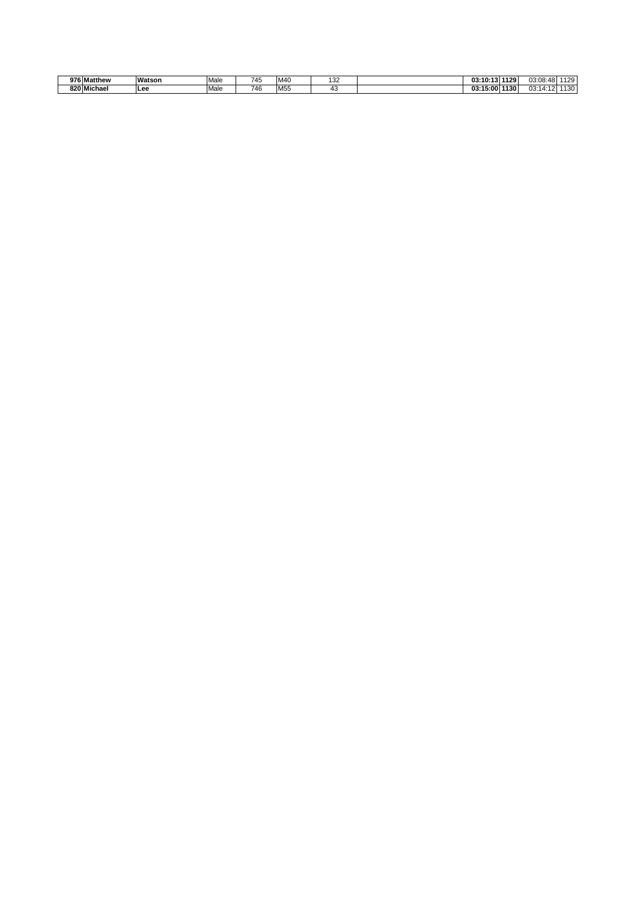| | | | | | | | | | | | |
|---|---|---|---|---|---|---|---|---|---|---|---|
| **976** | **Matthew** | **Watson** | Male | 745 | M40 | 132 | | **03:10:13** | **1129** | 03:08:48 | 1129 |
| **820** | **Michael** | **Lee** | Male | 746 | M55 | 43 | | **03:15:00** | **1130** | 03:14:12 | 1130 |